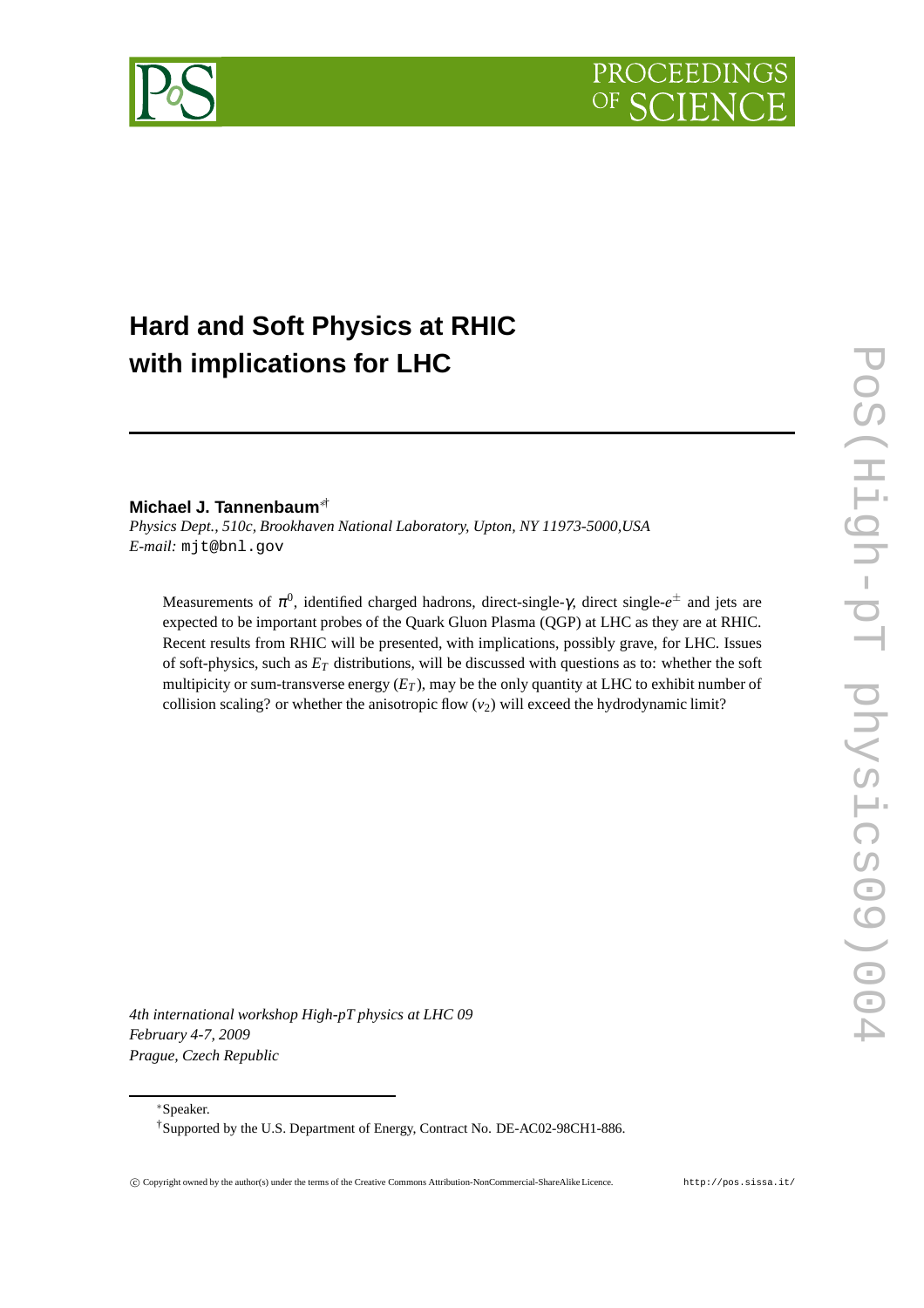# Hard and Soft Physics at RHIC with implications for LHC

**Michael J. Tannenbaum**[∗†]

*Physics Dept., 510c, Brookhaven National Laboratory, Upton, NY 11973-5000,USA*
*E-mail:* `mjt@bnl.gov`

Measurements of $\pi^0$, identified charged hadrons, direct-single-$\gamma$, direct single-$e^{\pm}$ and jets are expected to be important probes of the Quark Gluon Plasma (QGP) at LHC as they are at RHIC. Recent results from RHIC will be presented, with implications, possibly grave, for LHC. Issues of soft-physics, such as $E_T$ distributions, will be discussed with questions as to: whether the soft multipicity or sum-transverse energy ($E_T$), may be the only quantity at LHC to exhibit number of collision scaling? or whether the anisotropic flow ($v_2$) will exceed the hydrodynamic limit?

*4th international workshop High-pT physics at LHC 09*
*February 4-7, 2009*
*Prague, Czech Republic*

---

[∗]Speaker.

[†]Supported by the U.S. Department of Energy, Contract No. DE-AC02-98CH1-886.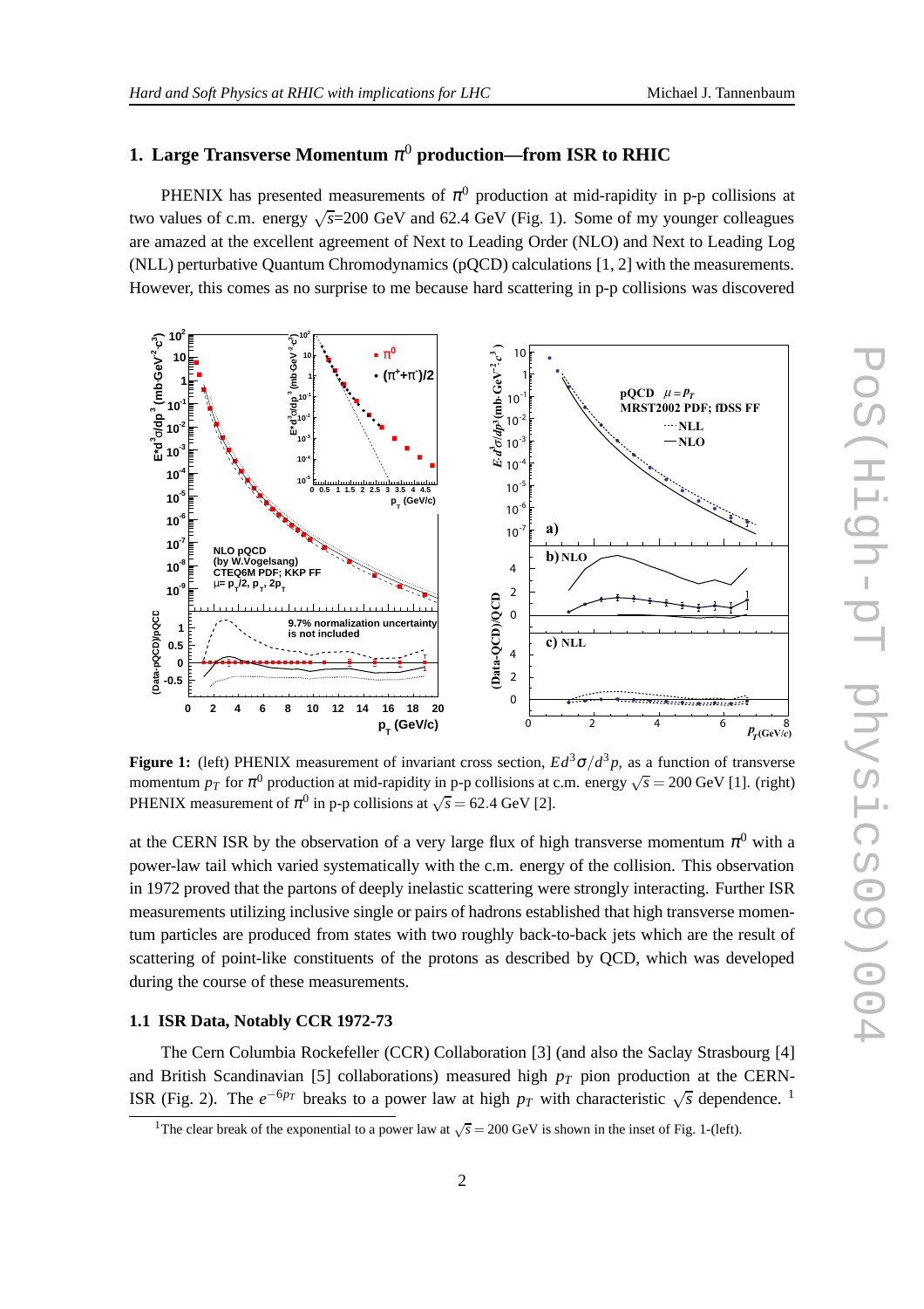## 1. Large Transverse Momentum $\pi^0$ production—from ISR to RHIC

PHENIX has presented measurements of $\pi^0$ production at mid-rapidity in p-p collisions at two values of c.m. energy $\sqrt{s}$=200 GeV and 62.4 GeV (Fig. 1). Some of my younger colleagues are amazed at the excellent agreement of Next to Leading Order (NLO) and Next to Leading Log (NLL) perturbative Quantum Chromodynamics (pQCD) calculations [1, 2] with the measurements. However, this comes as no surprise to me because hard scattering in p-p collisions was discovered

**Figure 1:** (left) PHENIX measurement of invariant cross section, $Ed^3\sigma/d^3p$, as a function of transverse momentum $p_T$ for $\pi^0$ production at mid-rapidity in p-p collisions at c.m. energy $\sqrt{s} = 200$ GeV [1]. (right) PHENIX measurement of $\pi^0$ in p-p collisions at $\sqrt{s} = 62.4$ GeV [2].

at the CERN ISR by the observation of a very large flux of high transverse momentum $\pi^0$ with a power-law tail which varied systematically with the c.m. energy of the collision. This observation in 1972 proved that the partons of deeply inelastic scattering were strongly interacting. Further ISR measurements utilizing inclusive single or pairs of hadrons established that high transverse momentum particles are produced from states with two roughly back-to-back jets which are the result of scattering of point-like constituents of the protons as described by QCD, which was developed during the course of these measurements.

### 1.1 ISR Data, Notably CCR 1972-73

The Cern Columbia Rockefeller (CCR) Collaboration [3] (and also the Saclay Strasbourg [4] and British Scandinavian [5] collaborations) measured high $p_T$ pion production at the CERN-ISR (Fig. 2). The $e^{-6p_T}$ breaks to a power law at high $p_T$ with characteristic $\sqrt{s}$ dependence. [1]

[1]The clear break of the exponential to a power law at $\sqrt{s} = 200$ GeV is shown in the inset of Fig. 1-(left).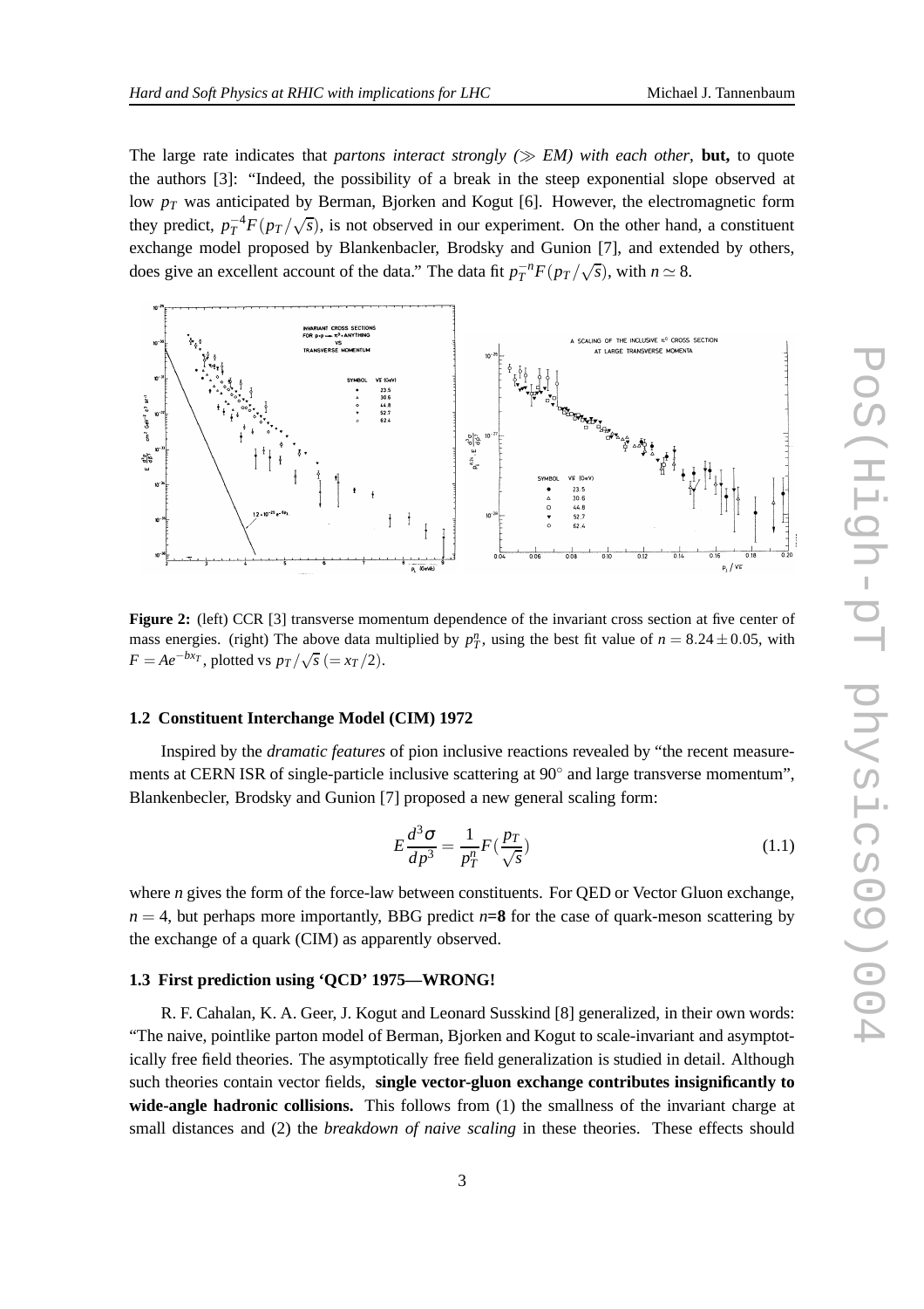The large rate indicates that *partons interact strongly ($\gg$ EM) with each other*, **but,** to quote the authors [3]: "Indeed, the possibility of a break in the steep exponential slope observed at low $p_T$ was anticipated by Berman, Bjorken and Kogut [6]. However, the electromagnetic form they predict, $p_T^{-4}F(p_T/\sqrt{s})$, is not observed in our experiment. On the other hand, a constituent exchange model proposed by Blankenbacler, Brodsky and Gunion [7], and extended by others, does give an excellent account of the data." The data fit $p_T^{-n}F(p_T/\sqrt{s})$, with $n \simeq 8$.

**Figure 2:** (left) CCR [3] transverse momentum dependence of the invariant cross section at five center of mass energies. (right) The above data multiplied by $p_T^n$, using the best fit value of $n = 8.24 \pm 0.05$, with $F = Ae^{-bx_T}$, plotted vs $p_T/\sqrt{s}$ $(= x_T/2)$.

### 1.2 Constituent Interchange Model (CIM) 1972

Inspired by the *dramatic features* of pion inclusive reactions revealed by "the recent measurements at CERN ISR of single-particle inclusive scattering at 90° and large transverse momentum", Blankenbecler, Brodsky and Gunion [7] proposed a new general scaling form:

$$E\frac{d^3\sigma}{dp^3} = \frac{1}{p_T^n}F(\frac{p_T}{\sqrt{s}}) \tag{1.1}$$

where *n* gives the form of the force-law between constituents. For QED or Vector Gluon exchange, $n = 4$, but perhaps more importantly, BBG predict ***n*=8** for the case of quark-meson scattering by the exchange of a quark (CIM) as apparently observed.

### 1.3 First prediction using 'QCD' 1975—WRONG!

R. F. Cahalan, K. A. Geer, J. Kogut and Leonard Susskind [8] generalized, in their own words: "The naive, pointlike parton model of Berman, Bjorken and Kogut to scale-invariant and asymptotically free field theories. The asymptotically free field generalization is studied in detail. Although such theories contain vector fields, **single vector-gluon exchange contributes insignificantly to wide-angle hadronic collisions.** This follows from (1) the smallness of the invariant charge at small distances and (2) the *breakdown of naive scaling* in these theories. These effects should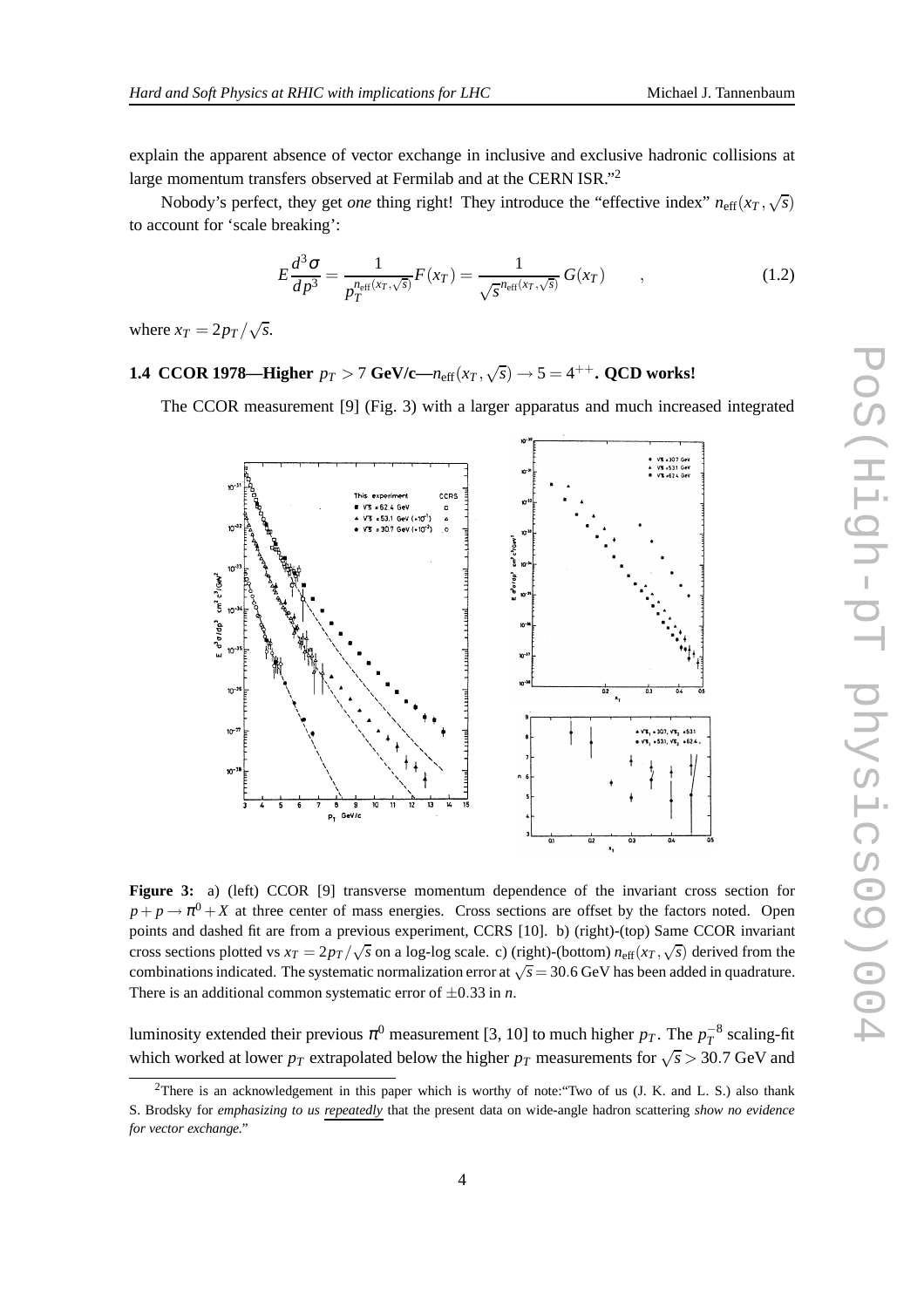explain the apparent absence of vector exchange in inclusive and exclusive hadronic collisions at large momentum transfers observed at Fermilab and at the CERN ISR."[2]

Nobody's perfect, they get *one* thing right! They introduce the "effective index" $n_{\rm eff}(x_T, \sqrt{s})$ to account for 'scale breaking':

$$E\frac{d^3\sigma}{dp^3} = \frac{1}{p_T^{n_{\rm eff}(x_T,\sqrt{s})}} F(x_T) = \frac{1}{\sqrt{s}^{n_{\rm eff}(x_T,\sqrt{s})}}\, G(x_T) \qquad , \tag{1.2}$$

where $x_T = 2p_T/\sqrt{s}$.

### 1.4 CCOR 1978—Higher $p_T > 7$ GeV/c—$n_{\rm eff}(x_T, \sqrt{s}) \to 5 = 4^{++}$. QCD works!

The CCOR measurement [9] (Fig. 3) with a larger apparatus and much increased integrated luminosity extended their previous $\pi^0$ measurement [3, 10] to much higher $p_T$. The $p_T^{-8}$ scaling-fit which worked at lower $p_T$ extrapolated below the higher $p_T$ measurements for $\sqrt{s} > 30.7$ GeV and

**Figure 3:** a) (left) CCOR [9] transverse momentum dependence of the invariant cross section for $p + p \to \pi^0 + X$ at three center of mass energies. Cross sections are offset by the factors noted. Open points and dashed fit are from a previous experiment, CCRS [10]. b) (right)-(top) Same CCOR invariant cross sections plotted vs $x_T = 2p_T/\sqrt{s}$ on a log-log scale. c) (right)-(bottom) $n_{\rm eff}(x_T, \sqrt{s})$ derived from the combinations indicated. The systematic normalization error at $\sqrt{s} = 30.6$ GeV has been added in quadrature. There is an additional common systematic error of $\pm 0.33$ in $n$.

[2] There is an acknowledgement in this paper which is worthy of note:"Two of us (J. K. and L. S.) also thank S. Brodsky for *emphasizing to us repeatedly* that the present data on wide-angle hadron scattering *show no evidence for vector exchange*."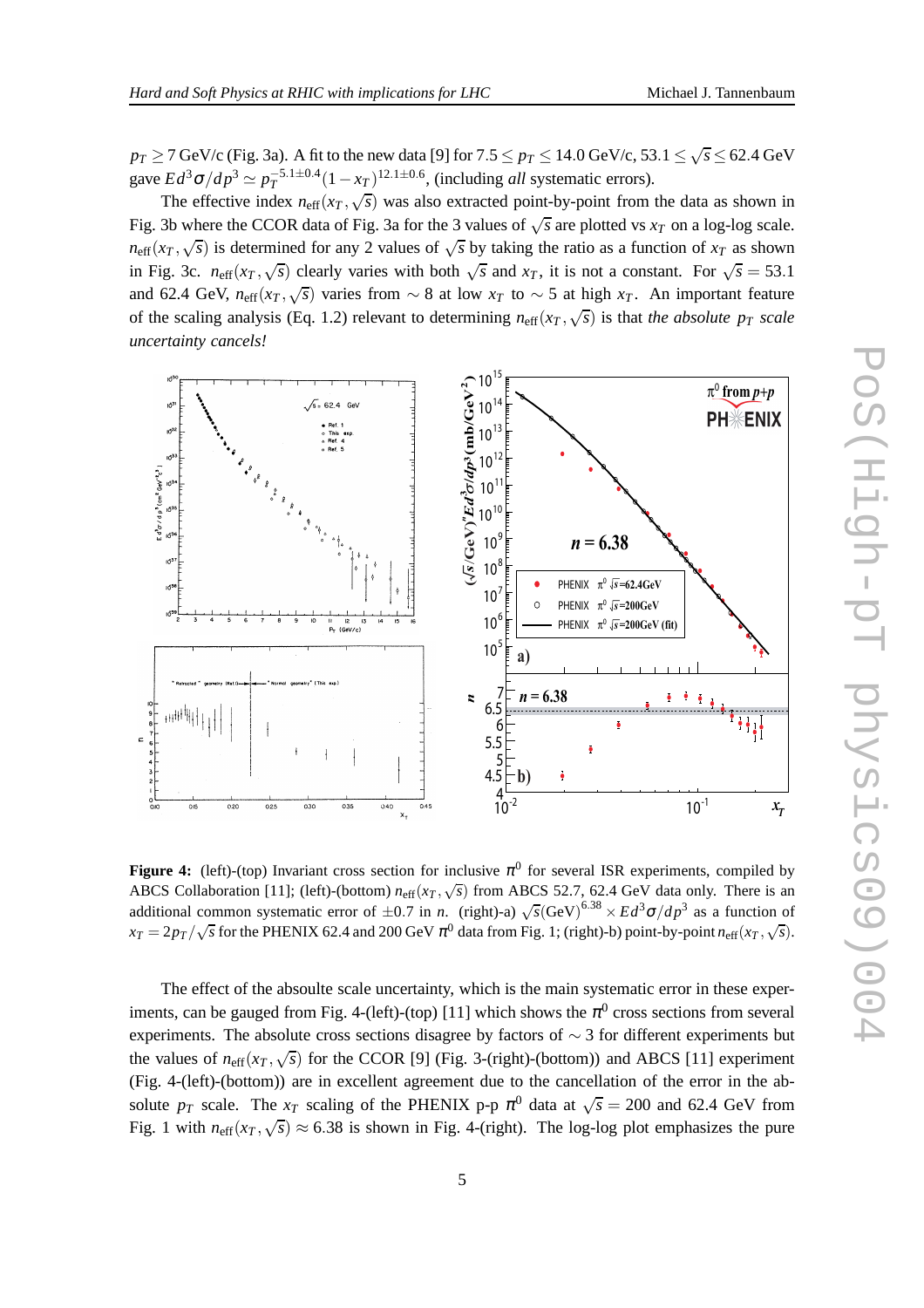$p_T \geq 7$ GeV/c (Fig. 3a). A fit to the new data [9] for $7.5 \leq p_T \leq 14.0$ GeV/c, $53.1 \leq \sqrt{s} \leq 62.4$ GeV gave $Ed^3\sigma/dp^3 \simeq p_T^{-5.1\pm0.4}(1-x_T)^{12.1\pm0.6}$, (including *all* systematic errors).

The effective index $n_{\rm eff}(x_T,\sqrt{s})$ was also extracted point-by-point from the data as shown in Fig. 3b where the CCOR data of Fig. 3a for the 3 values of $\sqrt{s}$ are plotted vs $x_T$ on a log-log scale. $n_{\rm eff}(x_T,\sqrt{s})$ is determined for any 2 values of $\sqrt{s}$ by taking the ratio as a function of $x_T$ as shown in Fig. 3c. $n_{\rm eff}(x_T,\sqrt{s})$ clearly varies with both $\sqrt{s}$ and $x_T$, it is not a constant. For $\sqrt{s} = 53.1$ and 62.4 GeV, $n_{\rm eff}(x_T,\sqrt{s})$ varies from $\sim 8$ at low $x_T$ to $\sim 5$ at high $x_T$. An important feature of the scaling analysis (Eq. 1.2) relevant to determining $n_{\rm eff}(x_T,\sqrt{s})$ is that *the absolute $p_T$ scale uncertainty cancels!*

**Figure 4:** (left)-(top) Invariant cross section for inclusive $\pi^0$ for several ISR experiments, compiled by ABCS Collaboration [11]; (left)-(bottom) $n_{\rm eff}(x_T,\sqrt{s})$ from ABCS 52.7, 62.4 GeV data only. There is an additional common systematic error of $\pm 0.7$ in $n$. (right)-a) $\sqrt{s}({\rm GeV})^{6.38} \times Ed^3\sigma/dp^3$ as a function of $x_T = 2p_T/\sqrt{s}$ for the PHENIX 62.4 and 200 GeV $\pi^0$ data from Fig. 1; (right)-b) point-by-point $n_{\rm eff}(x_T,\sqrt{s})$.

The effect of the absoulte scale uncertainty, which is the main systematic error in these experiments, can be gauged from Fig. 4-(left)-(top) [11] which shows the $\pi^0$ cross sections from several experiments. The absolute cross sections disagree by factors of $\sim 3$ for different experiments but the values of $n_{\rm eff}(x_T,\sqrt{s})$ for the CCOR [9] (Fig. 3-(right)-(bottom)) and ABCS [11] experiment (Fig. 4-(left)-(bottom)) are in excellent agreement due to the cancellation of the error in the absolute $p_T$ scale. The $x_T$ scaling of the PHENIX p-p $\pi^0$ data at $\sqrt{s} = 200$ and 62.4 GeV from Fig. 1 with $n_{\rm eff}(x_T,\sqrt{s}) \approx 6.38$ is shown in Fig. 4-(right). The log-log plot emphasizes the pure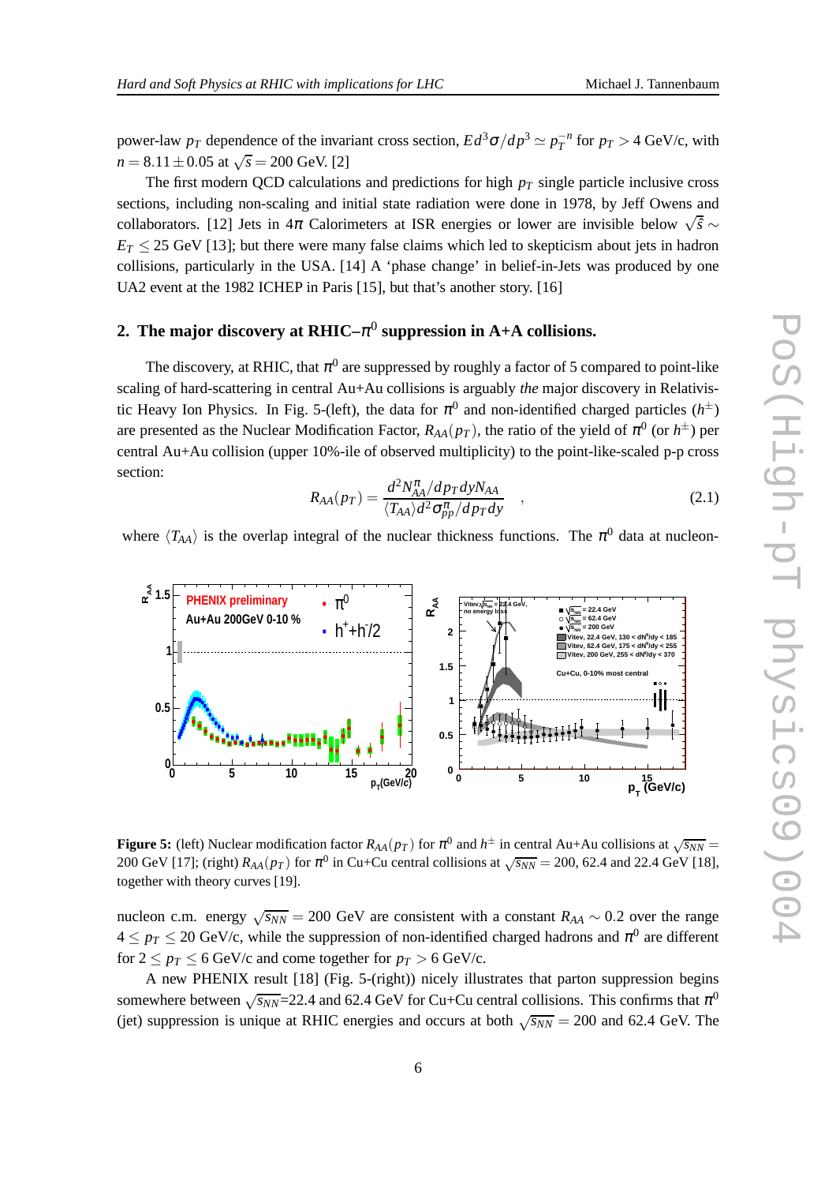power-law $p_T$ dependence of the invariant cross section, $Ed^3\sigma/dp^3 \simeq p_T^{-n}$ for $p_T > 4$ GeV/c, with $n = 8.11 \pm 0.05$ at $\sqrt{s} = 200$ GeV. [2]

The first modern QCD calculations and predictions for high $p_T$ single particle inclusive cross sections, including non-scaling and initial state radiation were done in 1978, by Jeff Owens and collaborators. [12] Jets in $4\pi$ Calorimeters at ISR energies or lower are invisible below $\sqrt{\hat{s}} \sim E_T \leq 25$ GeV [13]; but there were many false claims which led to skepticism about jets in hadron collisions, particularly in the USA. [14] A 'phase change' in belief-in-Jets was produced by one UA2 event at the 1982 ICHEP in Paris [15], but that's another story. [16]

## 2. The major discovery at RHIC–$\pi^0$ suppression in A+A collisions.

The discovery, at RHIC, that $\pi^0$ are suppressed by roughly a factor of 5 compared to point-like scaling of hard-scattering in central Au+Au collisions is arguably *the* major discovery in Relativistic Heavy Ion Physics. In Fig. 5-(left), the data for $\pi^0$ and non-identified charged particles ($h^{\pm}$) are presented as the Nuclear Modification Factor, $R_{AA}(p_T)$, the ratio of the yield of $\pi^0$ (or $h^{\pm}$) per central Au+Au collision (upper 10%-ile of observed multiplicity) to the point-like-scaled p-p cross section:

$$R_{AA}(p_T) = \frac{d^2N^{\pi}_{AA}/dp_T dy N_{AA}}{\langle T_{AA}\rangle d^2\sigma^{\pi}_{pp}/dp_T dy} \quad , \tag{2.1}$$

where $\langle T_{AA}\rangle$ is the overlap integral of the nuclear thickness functions. The $\pi^0$ data at nucleon-nucleon c.m. energy $\sqrt{s_{NN}} = 200$ GeV are consistent with a constant $R_{AA} \sim 0.2$ over the range $4 \leq p_T \leq 20$ GeV/c, while the suppression of non-identified charged hadrons and $\pi^0$ are different for $2 \leq p_T \leq 6$ GeV/c and come together for $p_T > 6$ GeV/c.

**Figure 5:** (left) Nuclear modification factor $R_{AA}(p_T)$ for $\pi^0$ and $h^{\pm}$ in central Au+Au collisions at $\sqrt{s_{NN}} = 200$ GeV [17]; (right) $R_{AA}(p_T)$ for $\pi^0$ in Cu+Cu central collisions at $\sqrt{s_{NN}} = 200$, 62.4 and 22.4 GeV [18], together with theory curves [19].

A new PHENIX result [18] (Fig. 5-(right)) nicely illustrates that parton suppression begins somewhere between $\sqrt{s_{NN}}$=22.4 and 62.4 GeV for Cu+Cu central collisions. This confirms that $\pi^0$ (jet) suppression is unique at RHIC energies and occurs at both $\sqrt{s_{NN}} = 200$ and 62.4 GeV. The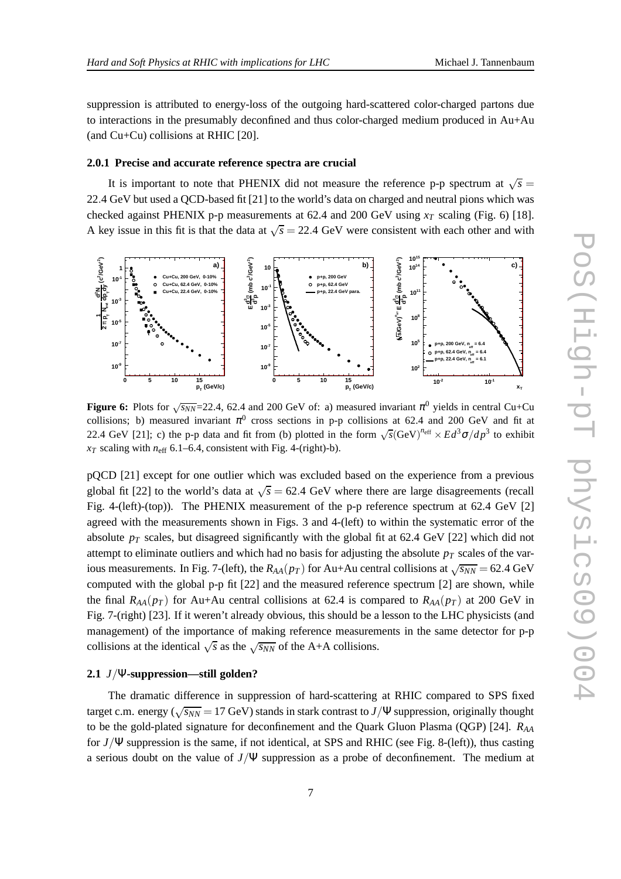suppression is attributed to energy-loss of the outgoing hard-scattered color-charged partons due to interactions in the presumably deconfined and thus color-charged medium produced in Au+Au (and Cu+Cu) collisions at RHIC [20].

#### 2.0.1 Precise and accurate reference spectra are crucial

It is important to note that PHENIX did not measure the reference p-p spectrum at $\sqrt{s} = 22.4$ GeV but used a QCD-based fit [21] to the world's data on charged and neutral pions which was checked against PHENIX p-p measurements at 62.4 and 200 GeV using $x_T$ scaling (Fig. 6) [18]. A key issue in this fit is that the data at $\sqrt{s} = 22.4$ GeV were consistent with each other and with

**Figure 6:** Plots for $\sqrt{s_{NN}}$=22.4, 62.4 and 200 GeV of: a) measured invariant $\pi^0$ yields in central Cu+Cu collisions; b) measured invariant $\pi^0$ cross sections in p-p collisions at 62.4 and 200 GeV and fit at 22.4 GeV [21]; c) the p-p data and fit from (b) plotted in the form $\sqrt{s}(\mathrm{GeV})^{n_{\rm eff}} \times Ed^3\sigma/dp^3$ to exhibit $x_T$ scaling with $n_{\rm eff}$ 6.1–6.4, consistent with Fig. 4-(right)-b).

pQCD [21] except for one outlier which was excluded based on the experience from a previous global fit [22] to the world's data at $\sqrt{s} = 62.4$ GeV where there are large disagreements (recall Fig. 4-(left)-(top)). The PHENIX measurement of the p-p reference spectrum at 62.4 GeV [2] agreed with the measurements shown in Figs. 3 and 4-(left) to within the systematic error of the absolute $p_T$ scales, but disagreed significantly with the global fit at 62.4 GeV [22] which did not attempt to eliminate outliers and which had no basis for adjusting the absolute $p_T$ scales of the various measurements. In Fig. 7-(left), the $R_{AA}(p_T)$ for Au+Au central collisions at $\sqrt{s_{NN}} = 62.4$ GeV computed with the global p-p fit [22] and the measured reference spectrum [2] are shown, while the final $R_{AA}(p_T)$ for Au+Au central collisions at 62.4 is compared to $R_{AA}(p_T)$ at 200 GeV in Fig. 7-(right) [23]. If it weren't already obvious, this should be a lesson to the LHC physicists (and management) of the importance of making reference measurements in the same detector for p-p collisions at the identical $\sqrt{s}$ as the $\sqrt{s_{NN}}$ of the A+A collisions.

### 2.1 $J/\Psi$-suppression—still golden?

The dramatic difference in suppression of hard-scattering at RHIC compared to SPS fixed target c.m. energy ($\sqrt{s_{NN}} = 17$ GeV) stands in stark contrast to $J/\Psi$ suppression, originally thought to be the gold-plated signature for deconfinement and the Quark Gluon Plasma (QGP) [24]. $R_{AA}$ for $J/\Psi$ suppression is the same, if not identical, at SPS and RHIC (see Fig. 8-(left)), thus casting a serious doubt on the value of $J/\Psi$ suppression as a probe of deconfinement. The medium at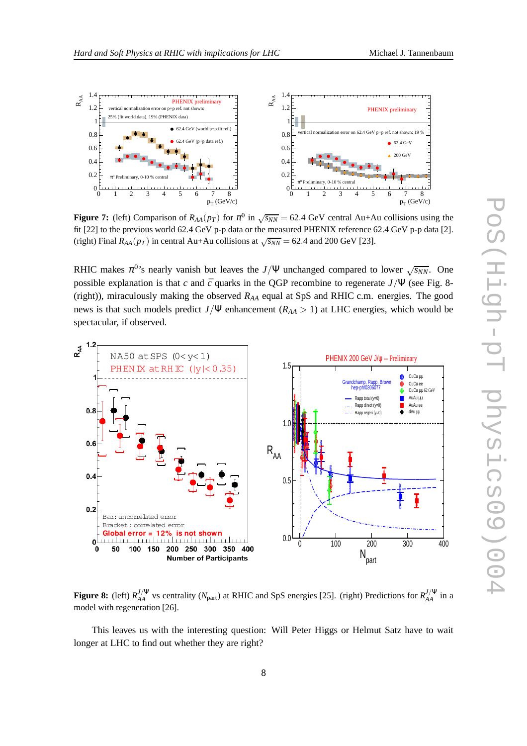**Figure 7:** (left) Comparison of $R_{AA}(p_T)$ for $\pi^0$ in $\sqrt{s_{NN}} = 62.4$ GeV central Au+Au collisions using the fit [22] to the previous world 62.4 GeV p-p data or the measured PHENIX reference 62.4 GeV p-p data [2]. (right) Final $R_{AA}(p_T)$ in central Au+Au collisions at $\sqrt{s_{NN}} = 62.4$ and 200 GeV [23].

RHIC makes $\pi^0$'s nearly vanish but leaves the $J/\Psi$ unchanged compared to lower $\sqrt{s_{NN}}$. One possible explanation is that $c$ and $\bar{c}$ quarks in the QGP recombine to regenerate $J/\Psi$ (see Fig. 8-(right)), miraculously making the observed $R_{AA}$ equal at SpS and RHIC c.m. energies. The good news is that such models predict $J/\Psi$ enhancement ($R_{AA} > 1$) at LHC energies, which would be spectacular, if observed.

**Figure 8:** (left) $R_{AA}^{J/\Psi}$ vs centrality ($N_{\rm part}$) at RHIC and SpS energies [25]. (right) Predictions for $R_{AA}^{J/\Psi}$ in a model with regeneration [26].

This leaves us with the interesting question: Will Peter Higgs or Helmut Satz have to wait longer at LHC to find out whether they are right?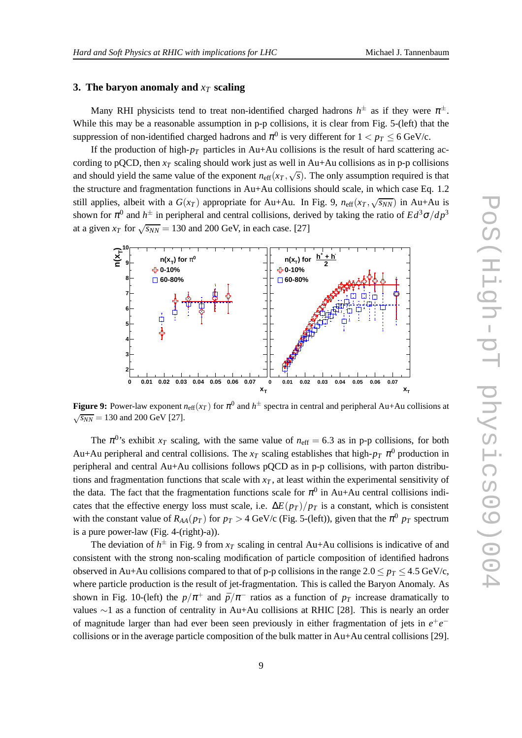## 3. The baryon anomaly and $x_T$ scaling

Many RHI physicists tend to treat non-identified charged hadrons $h^{\pm}$ as if they were $\pi^{\pm}$. While this may be a reasonable assumption in p-p collisions, it is clear from Fig. 5-(left) that the suppression of non-identified charged hadrons and $\pi^0$ is very different for $1 < p_T \leq 6$ GeV/c.

If the production of high-$p_T$ particles in Au+Au collisions is the result of hard scattering according to pQCD, then $x_T$ scaling should work just as well in Au+Au collisions as in p-p collisions and should yield the same value of the exponent $n_{\rm eff}(x_T, \sqrt{s})$. The only assumption required is that the structure and fragmentation functions in Au+Au collisions should scale, in which case Eq. 1.2 still applies, albeit with a $G(x_T)$ appropriate for Au+Au. In Fig. 9, $n_{\rm eff}(x_T, \sqrt{s_{NN}})$ in Au+Au is shown for $\pi^0$ and $h^{\pm}$ in peripheral and central collisions, derived by taking the ratio of $Ed^3\sigma/dp^3$ at a given $x_T$ for $\sqrt{s_{NN}} = 130$ and 200 GeV, in each case. [27]

**Figure 9:** Power-law exponent $n_{\rm eff}(x_T)$ for $\pi^0$ and $h^{\pm}$ spectra in central and peripheral Au+Au collisions at $\sqrt{s_{NN}} = 130$ and 200 GeV [27].

The $\pi^0$'s exhibit $x_T$ scaling, with the same value of $n_{\rm eff} = 6.3$ as in p-p collisions, for both Au+Au peripheral and central collisions. The $x_T$ scaling establishes that high-$p_T$ $\pi^0$ production in peripheral and central Au+Au collisions follows pQCD as in p-p collisions, with parton distributions and fragmentation functions that scale with $x_T$, at least within the experimental sensitivity of the data. The fact that the fragmentation functions scale for $\pi^0$ in Au+Au central collisions indicates that the effective energy loss must scale, i.e. $\Delta E(p_T)/p_T$ is a constant, which is consistent with the constant value of $R_{AA}(p_T)$ for $p_T > 4$ GeV/c (Fig. 5-(left)), given that the $\pi^0$ $p_T$ spectrum is a pure power-law (Fig. 4-(right)-a)).

The deviation of $h^{\pm}$ in Fig. 9 from $x_T$ scaling in central Au+Au collisions is indicative of and consistent with the strong non-scaling modification of particle composition of identified hadrons observed in Au+Au collisions compared to that of p-p collisions in the range $2.0 \leq p_T \leq 4.5$ GeV/c, where particle production is the result of jet-fragmentation. This is called the Baryon Anomaly. As shown in Fig. 10-(left) the $p/\pi^+$ and $\bar{p}/\pi^-$ ratios as a function of $p_T$ increase dramatically to values $\sim$1 as a function of centrality in Au+Au collisions at RHIC [28]. This is nearly an order of magnitude larger than had ever been seen previously in either fragmentation of jets in $e^+e^-$ collisions or in the average particle composition of the bulk matter in Au+Au central collisions [29].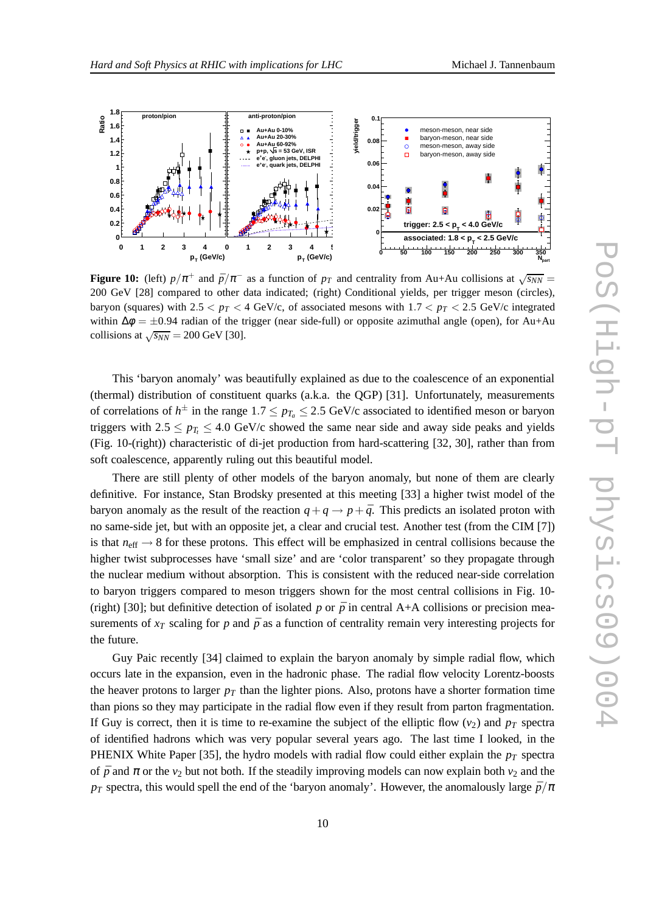**Figure 10:** (left) $p/\pi^+$ and $\bar{p}/\pi^-$ as a function of $p_T$ and centrality from Au+Au collisions at $\sqrt{s_{NN}} = 200$ GeV [28] compared to other data indicated; (right) Conditional yields, per trigger meson (circles), baryon (squares) with $2.5 < p_T < 4$ GeV/c, of associated mesons with $1.7 < p_T < 2.5$ GeV/c integrated within $\Delta\phi = \pm 0.94$ radian of the trigger (near side-full) or opposite azimuthal angle (open), for Au+Au collisions at $\sqrt{s_{NN}} = 200$ GeV [30].

This 'baryon anomaly' was beautifully explained as due to the coalescence of an exponential (thermal) distribution of constituent quarks (a.k.a. the QGP) [31]. Unfortunately, measurements of correlations of $h^{\pm}$ in the range $1.7 \leq p_{T_a} \leq 2.5$ GeV/c associated to identified meson or baryon triggers with $2.5 \leq p_{T_t} \leq 4.0$ GeV/c showed the same near side and away side peaks and yields (Fig. 10-(right)) characteristic of di-jet production from hard-scattering [32, 30], rather than from soft coalescence, apparently ruling out this beautiful model.

There are still plenty of other models of the baryon anomaly, but none of them are clearly definitive. For instance, Stan Brodsky presented at this meeting [33] a higher twist model of the baryon anomaly as the result of the reaction $q + q \rightarrow p + \bar{q}$. This predicts an isolated proton with no same-side jet, but with an opposite jet, a clear and crucial test. Another test (from the CIM [7]) is that $n_{\rm eff} \rightarrow 8$ for these protons. This effect will be emphasized in central collisions because the higher twist subprocesses have 'small size' and are 'color transparent' so they propagate through the nuclear medium without absorption. This is consistent with the reduced near-side correlation to baryon triggers compared to meson triggers shown for the most central collisions in Fig. 10-(right) [30]; but definitive detection of isolated $p$ or $\bar{p}$ in central A+A collisions or precision measurements of $x_T$ scaling for $p$ and $\bar{p}$ as a function of centrality remain very interesting projects for the future.

Guy Paic recently [34] claimed to explain the baryon anomaly by simple radial flow, which occurs late in the expansion, even in the hadronic phase. The radial flow velocity Lorentz-boosts the heaver protons to larger $p_T$ than the lighter pions. Also, protons have a shorter formation time than pions so they may participate in the radial flow even if they result from parton fragmentation. If Guy is correct, then it is time to re-examine the subject of the elliptic flow ($v_2$) and $p_T$ spectra of identified hadrons which was very popular several years ago. The last time I looked, in the PHENIX White Paper [35], the hydro models with radial flow could either explain the $p_T$ spectra of $\bar{p}$ and $\pi$ or the $v_2$ but not both. If the steadily improving models can now explain both $v_2$ and the $p_T$ spectra, this would spell the end of the 'baryon anomaly'. However, the anomalously large $\bar{p}/\pi$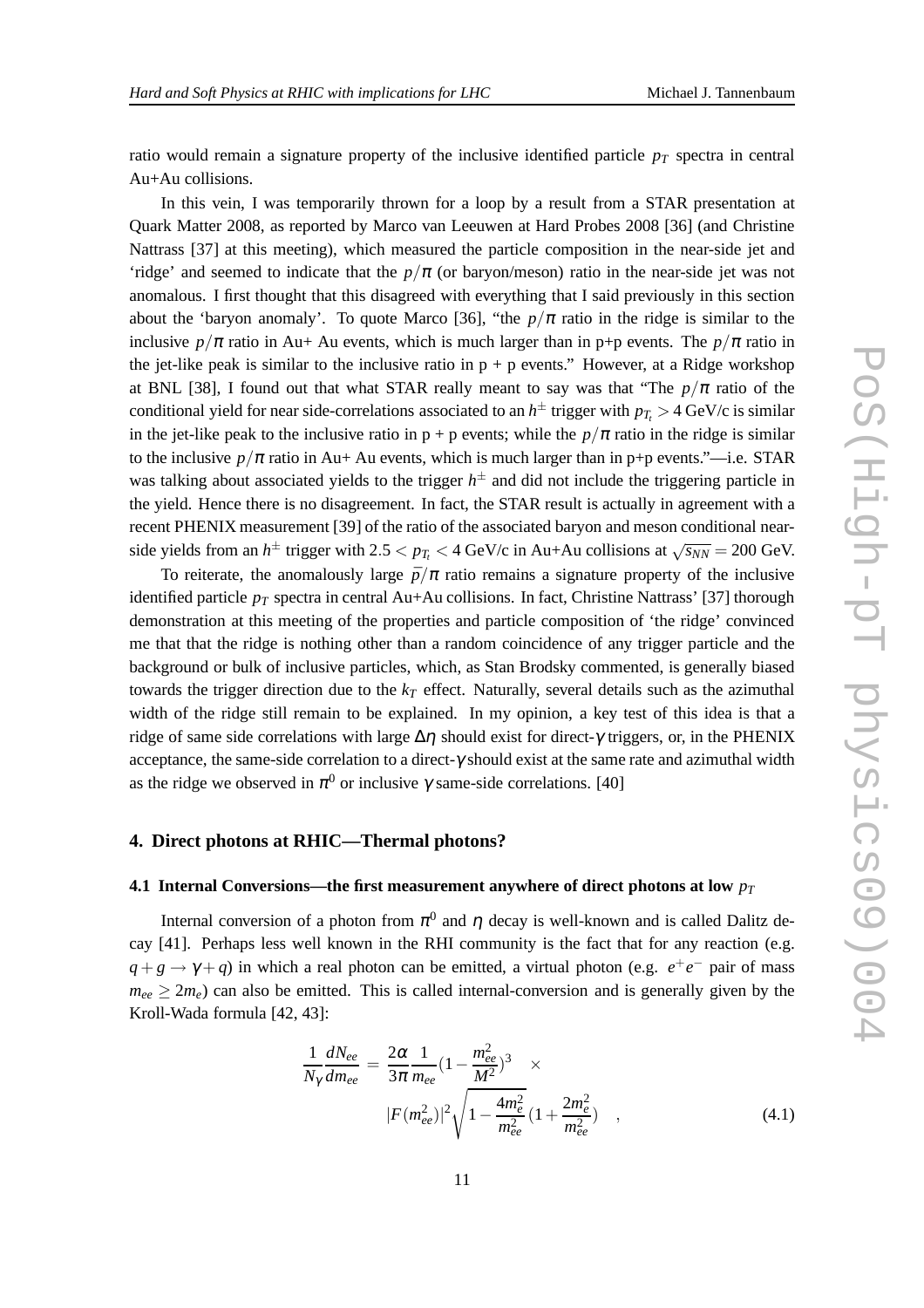ratio would remain a signature property of the inclusive identified particle $p_T$ spectra in central Au+Au collisions.

In this vein, I was temporarily thrown for a loop by a result from a STAR presentation at Quark Matter 2008, as reported by Marco van Leeuwen at Hard Probes 2008 [36] (and Christine Nattrass [37] at this meeting), which measured the particle composition in the near-side jet and 'ridge' and seemed to indicate that the $p/\pi$ (or baryon/meson) ratio in the near-side jet was not anomalous. I first thought that this disagreed with everything that I said previously in this section about the 'baryon anomaly'. To quote Marco [36], "the $p/\pi$ ratio in the ridge is similar to the inclusive $p/\pi$ ratio in Au+ Au events, which is much larger than in p+p events. The $p/\pi$ ratio in the jet-like peak is similar to the inclusive ratio in p + p events." However, at a Ridge workshop at BNL [38], I found out that what STAR really meant to say was that "The $p/\pi$ ratio of the conditional yield for near side-correlations associated to an $h^{\pm}$ trigger with $p_{T_t} > 4$ GeV/c is similar in the jet-like peak to the inclusive ratio in p + p events; while the $p/\pi$ ratio in the ridge is similar to the inclusive $p/\pi$ ratio in Au+ Au events, which is much larger than in p+p events."—i.e. STAR was talking about associated yields to the trigger $h^{\pm}$ and did not include the triggering particle in the yield. Hence there is no disagreement. In fact, the STAR result is actually in agreement with a recent PHENIX measurement [39] of the ratio of the associated baryon and meson conditional near-side yields from an $h^{\pm}$ trigger with $2.5 < p_{T_t} < 4$ GeV/c in Au+Au collisions at $\sqrt{s_{NN}} = 200$ GeV.

To reiterate, the anomalously large $\bar{p}/\pi$ ratio remains a signature property of the inclusive identified particle $p_T$ spectra in central Au+Au collisions. In fact, Christine Nattrass' [37] thorough demonstration at this meeting of the properties and particle composition of 'the ridge' convinced me that that the ridge is nothing other than a random coincidence of any trigger particle and the background or bulk of inclusive particles, which, as Stan Brodsky commented, is generally biased towards the trigger direction due to the $k_T$ effect. Naturally, several details such as the azimuthal width of the ridge still remain to be explained. In my opinion, a key test of this idea is that a ridge of same side correlations with large $\Delta\eta$ should exist for direct-$\gamma$ triggers, or, in the PHENIX acceptance, the same-side correlation to a direct-$\gamma$ should exist at the same rate and azimuthal width as the ridge we observed in $\pi^0$ or inclusive $\gamma$ same-side correlations. [40]

## 4. Direct photons at RHIC—Thermal photons?

### 4.1 Internal Conversions—the first measurement anywhere of direct photons at low $p_T$

Internal conversion of a photon from $\pi^0$ and $\eta$ decay is well-known and is called Dalitz decay [41]. Perhaps less well known in the RHI community is the fact that for any reaction (e.g. $q + g \to \gamma + q$) in which a real photon can be emitted, a virtual photon (e.g. $e^+e^-$ pair of mass $m_{ee} \geq 2m_e$) can also be emitted. This is called internal-conversion and is generally given by the Kroll-Wada formula [42, 43]:

$$\frac{1}{N_\gamma}\frac{dN_{ee}}{dm_{ee}} = \frac{2\alpha}{3\pi}\frac{1}{m_{ee}}\left(1-\frac{m_{ee}^2}{M^2}\right)^3 \times |F(m_{ee}^2)|^2\sqrt{1-\frac{4m_e^2}{m_{ee}^2}}\left(1+\frac{2m_e^2}{m_{ee}^2}\right) \quad , \tag{4.1}$$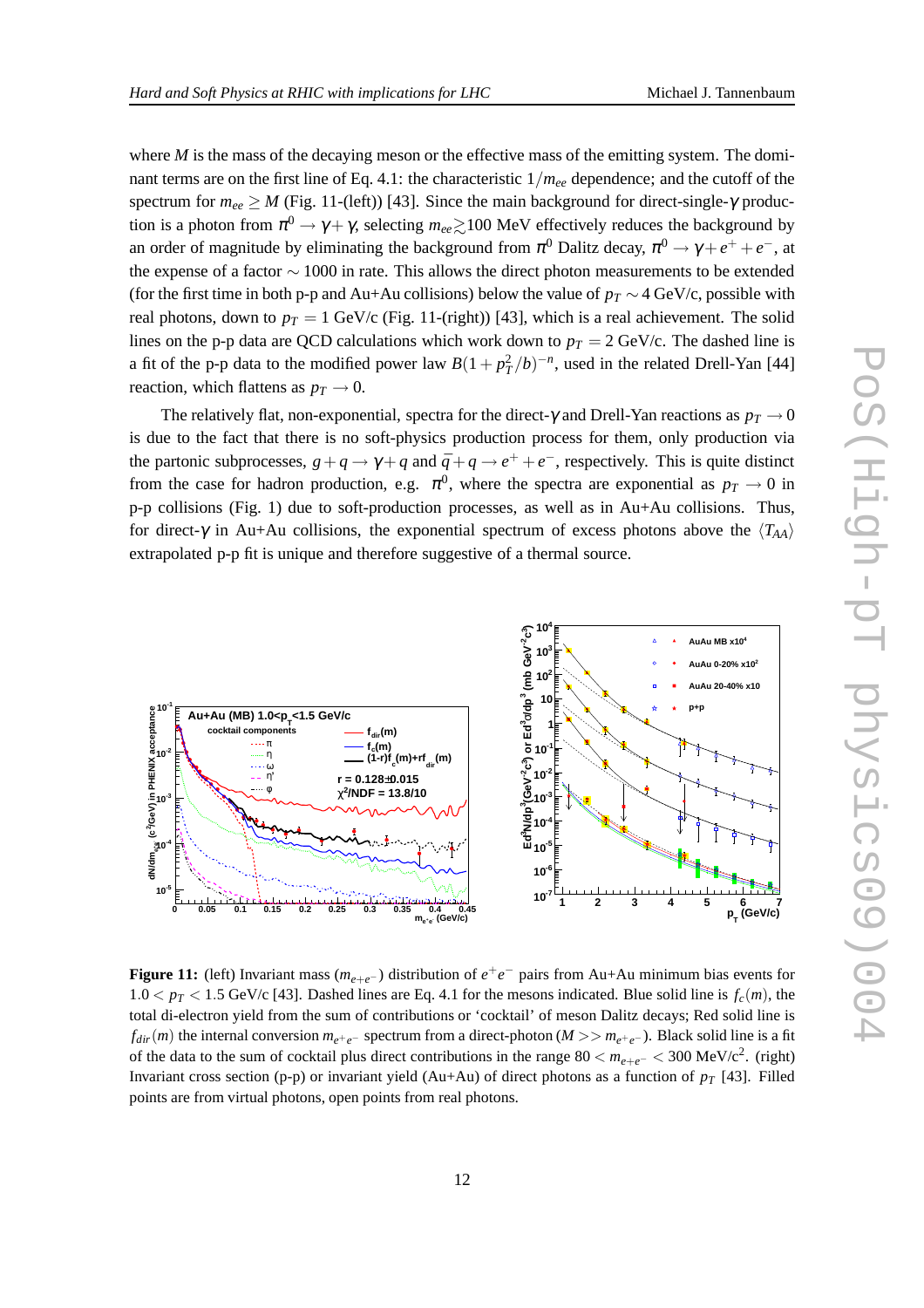where $M$ is the mass of the decaying meson or the effective mass of the emitting system. The dominant terms are on the first line of Eq. 4.1: the characteristic $1/m_{ee}$ dependence; and the cutoff of the spectrum for $m_{ee} \geq M$ (Fig. 11-(left)) [43]. Since the main background for direct-single-$\gamma$ production is a photon from $\pi^0 \to \gamma + \gamma$, selecting $m_{ee} \gtrsim 100$ MeV effectively reduces the background by an order of magnitude by eliminating the background from $\pi^0$ Dalitz decay, $\pi^0 \to \gamma + e^+ + e^-$, at the expense of a factor $\sim 1000$ in rate. This allows the direct photon measurements to be extended (for the first time in both p-p and Au+Au collisions) below the value of $p_T \sim 4$ GeV/c, possible with real photons, down to $p_T = 1$ GeV/c (Fig. 11-(right)) [43], which is a real achievement. The solid lines on the p-p data are QCD calculations which work down to $p_T = 2$ GeV/c. The dashed line is a fit of the p-p data to the modified power law $B(1 + p_T^2/b)^{-n}$, used in the related Drell-Yan [44] reaction, which flattens as $p_T \to 0$.

The relatively flat, non-exponential, spectra for the direct-$\gamma$ and Drell-Yan reactions as $p_T \to 0$ is due to the fact that there is no soft-physics production process for them, only production via the partonic subprocesses, $g + q \to \gamma + q$ and $\bar{q} + q \to e^+ + e^-$, respectively. This is quite distinct from the case for hadron production, e.g. $\pi^0$, where the spectra are exponential as $p_T \to 0$ in p-p collisions (Fig. 1) due to soft-production processes, as well as in Au+Au collisions. Thus, for direct-$\gamma$ in Au+Au collisions, the exponential spectrum of excess photons above the $\langle T_{AA} \rangle$ extrapolated p-p fit is unique and therefore suggestive of a thermal source.

**Figure 11:** (left) Invariant mass ($m_{e^+e^-}$) distribution of $e^+e^-$ pairs from Au+Au minimum bias events for $1.0 < p_T < 1.5$ GeV/c [43]. Dashed lines are Eq. 4.1 for the mesons indicated. Blue solid line is $f_c(m)$, the total di-electron yield from the sum of contributions or 'cocktail' of meson Dalitz decays; Red solid line is $f_{dir}(m)$ the internal conversion $m_{e^+e^-}$ spectrum from a direct-photon ($M >> m_{e^+e^-}$). Black solid line is a fit of the data to the sum of cocktail plus direct contributions in the range $80 < m_{e^+e^-} < 300$ MeV/c$^2$. (right) Invariant cross section (p-p) or invariant yield (Au+Au) of direct photons as a function of $p_T$ [43]. Filled points are from virtual photons, open points from real photons.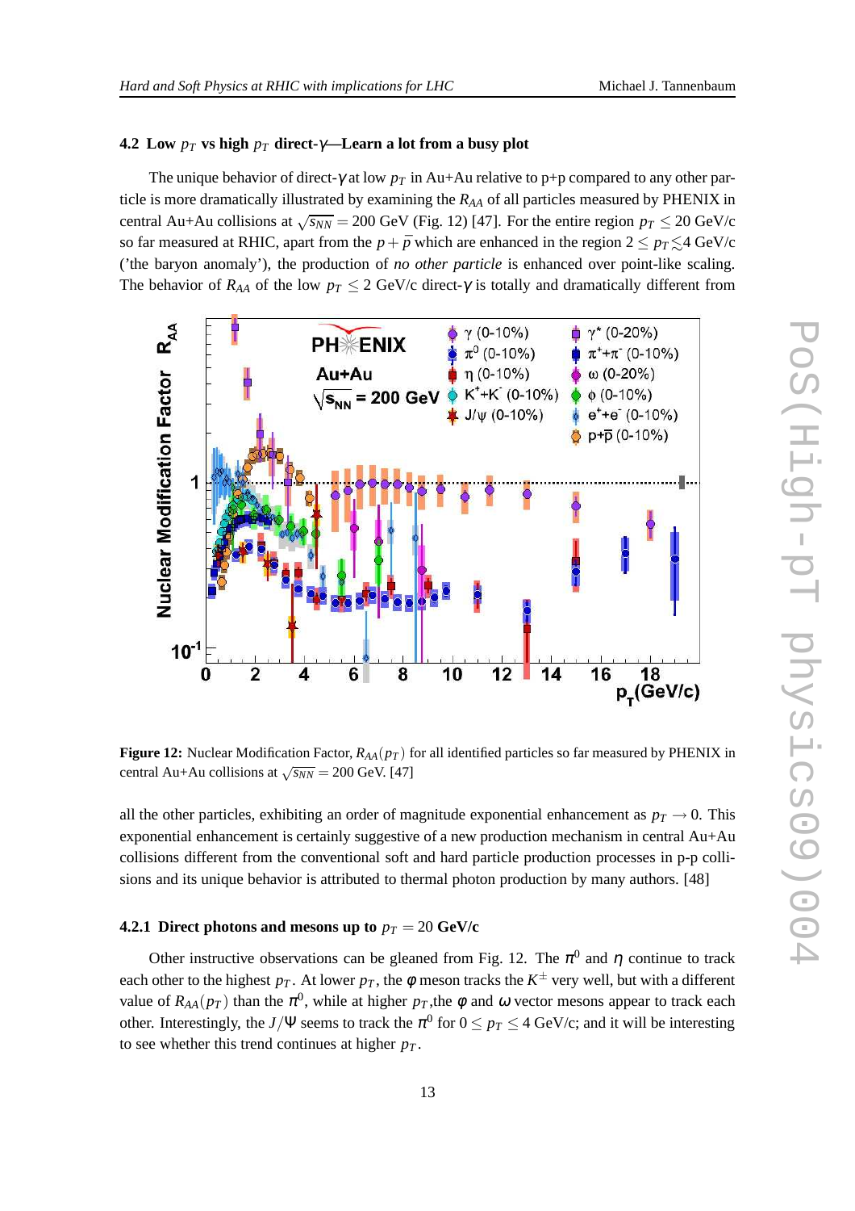### 4.2 Low $p_T$ vs high $p_T$ direct-$\gamma$—Learn a lot from a busy plot

The unique behavior of direct-$\gamma$ at low $p_T$ in Au+Au relative to p+p compared to any other particle is more dramatically illustrated by examining the $R_{AA}$ of all particles measured by PHENIX in central Au+Au collisions at $\sqrt{s_{NN}} = 200$ GeV (Fig. 12) [47]. For the entire region $p_T \leq 20$ GeV/c so far measured at RHIC, apart from the $p+\bar{p}$ which are enhanced in the region $2 \leq p_T \lesssim 4$ GeV/c ('the baryon anomaly'), the production of *no other particle* is enhanced over point-like scaling. The behavior of $R_{AA}$ of the low $p_T \leq 2$ GeV/c direct-$\gamma$ is totally and dramatically different from

**Figure 12:** Nuclear Modification Factor, $R_{AA}(p_T)$ for all identified particles so far measured by PHENIX in central Au+Au collisions at $\sqrt{s_{NN}} = 200$ GeV. [47]

all the other particles, exhibiting an order of magnitude exponential enhancement as $p_T \to 0$. This exponential enhancement is certainly suggestive of a new production mechanism in central Au+Au collisions different from the conventional soft and hard particle production processes in p-p collisions and its unique behavior is attributed to thermal photon production by many authors. [48]

#### 4.2.1 Direct photons and mesons up to $p_T = 20$ GeV/c

Other instructive observations can be gleaned from Fig. 12. The $\pi^0$ and $\eta$ continue to track each other to the highest $p_T$. At lower $p_T$, the $\phi$ meson tracks the $K^{\pm}$ very well, but with a different value of $R_{AA}(p_T)$ than the $\pi^0$, while at higher $p_T$, the $\phi$ and $\omega$ vector mesons appear to track each other. Interestingly, the $J/\Psi$ seems to track the $\pi^0$ for $0 \leq p_T \leq 4$ GeV/c; and it will be interesting to see whether this trend continues at higher $p_T$.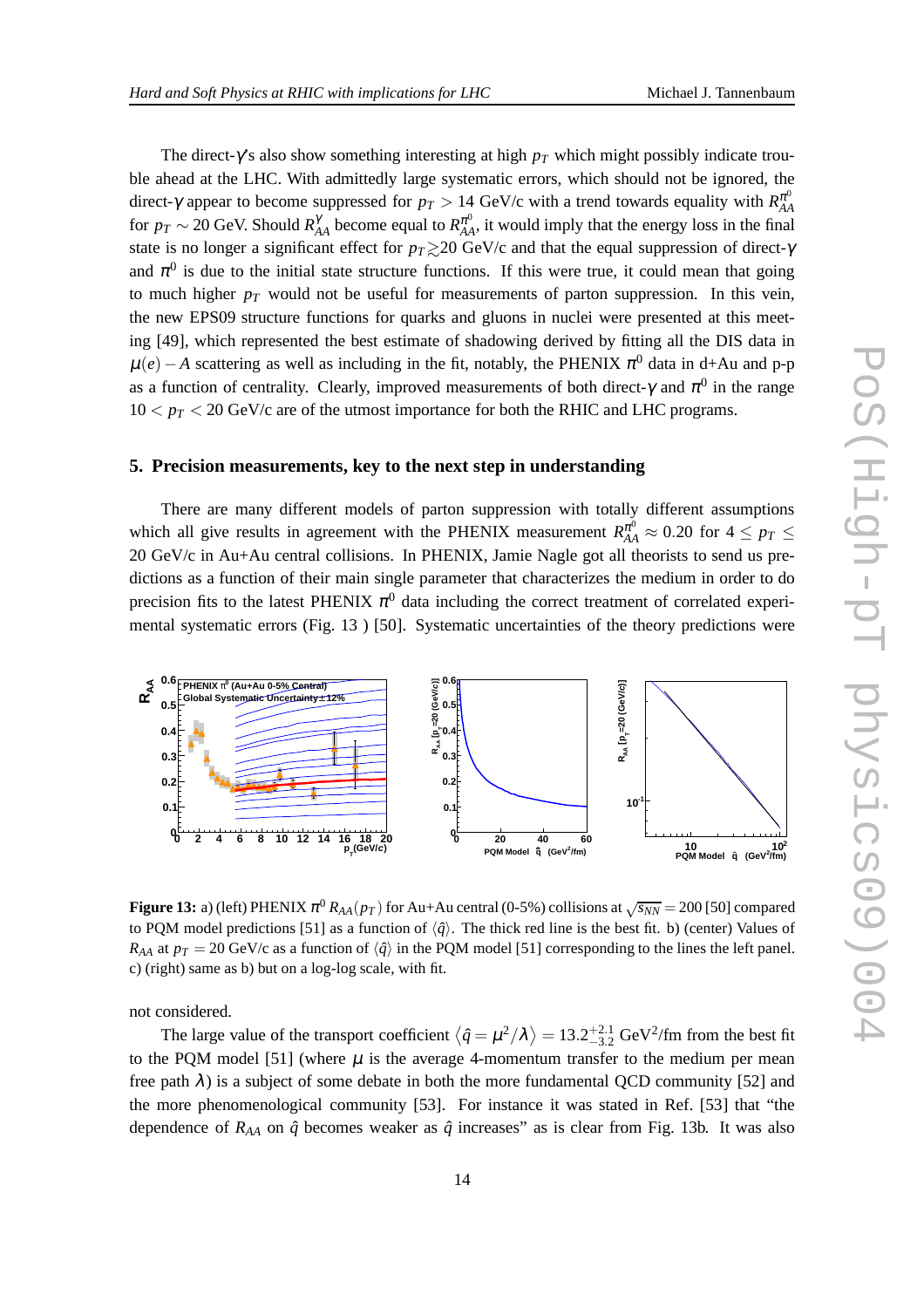The direct-$\gamma$s also show something interesting at high $p_T$ which might possibly indicate trouble ahead at the LHC. With admittedly large systematic errors, which should not be ignored, the direct-$\gamma$ appear to become suppressed for $p_T > 14$ GeV/c with a trend towards equality with $R_{AA}^{\pi^0}$ for $p_T \sim 20$ GeV. Should $R_{AA}^{\gamma}$ become equal to $R_{AA}^{\pi^0}$, it would imply that the energy loss in the final state is no longer a significant effect for $p_T \gtrsim 20$ GeV/c and that the equal suppression of direct-$\gamma$ and $\pi^0$ is due to the initial state structure functions. If this were true, it could mean that going to much higher $p_T$ would not be useful for measurements of parton suppression. In this vein, the new EPS09 structure functions for quarks and gluons in nuclei were presented at this meeting [49], which represented the best estimate of shadowing derived by fitting all the DIS data in $\mu(e) - A$ scattering as well as including in the fit, notably, the PHENIX $\pi^0$ data in d+Au and p-p as a function of centrality. Clearly, improved measurements of both direct-$\gamma$ and $\pi^0$ in the range $10 < p_T < 20$ GeV/c are of the utmost importance for both the RHIC and LHC programs.

## 5. Precision measurements, key to the next step in understanding

There are many different models of parton suppression with totally different assumptions which all give results in agreement with the PHENIX measurement $R_{AA}^{\pi^0} \approx 0.20$ for $4 \leq p_T \leq 20$ GeV/c in Au+Au central collisions. In PHENIX, Jamie Nagle got all theorists to send us predictions as a function of their main single parameter that characterizes the medium in order to do precision fits to the latest PHENIX $\pi^0$ data including the correct treatment of correlated experimental systematic errors (Fig. 13 ) [50]. Systematic uncertainties of the theory predictions were

**Figure 13:** a) (left) PHENIX $\pi^0$ $R_{AA}(p_T)$ for Au+Au central (0-5%) collisions at $\sqrt{s_{NN}} = 200$ [50] compared to PQM model predictions [51] as a function of $\langle \hat{q} \rangle$. The thick red line is the best fit. b) (center) Values of $R_{AA}$ at $p_T = 20$ GeV/c as a function of $\langle \hat{q} \rangle$ in the PQM model [51] corresponding to the lines the left panel. c) (right) same as b) but on a log-log scale, with fit.

not considered.

The large value of the transport coefficient $\langle \hat{q} = \mu^2/\lambda \rangle = 13.2^{+2.1}_{-3.2}$ GeV$^2$/fm from the best fit to the PQM model [51] (where $\mu$ is the average 4-momentum transfer to the medium per mean free path $\lambda$) is a subject of some debate in both the more fundamental QCD community [52] and the more phenomenological community [53]. For instance it was stated in Ref. [53] that "the dependence of $R_{AA}$ on $\hat{q}$ becomes weaker as $\hat{q}$ increases" as is clear from Fig. 13b. It was also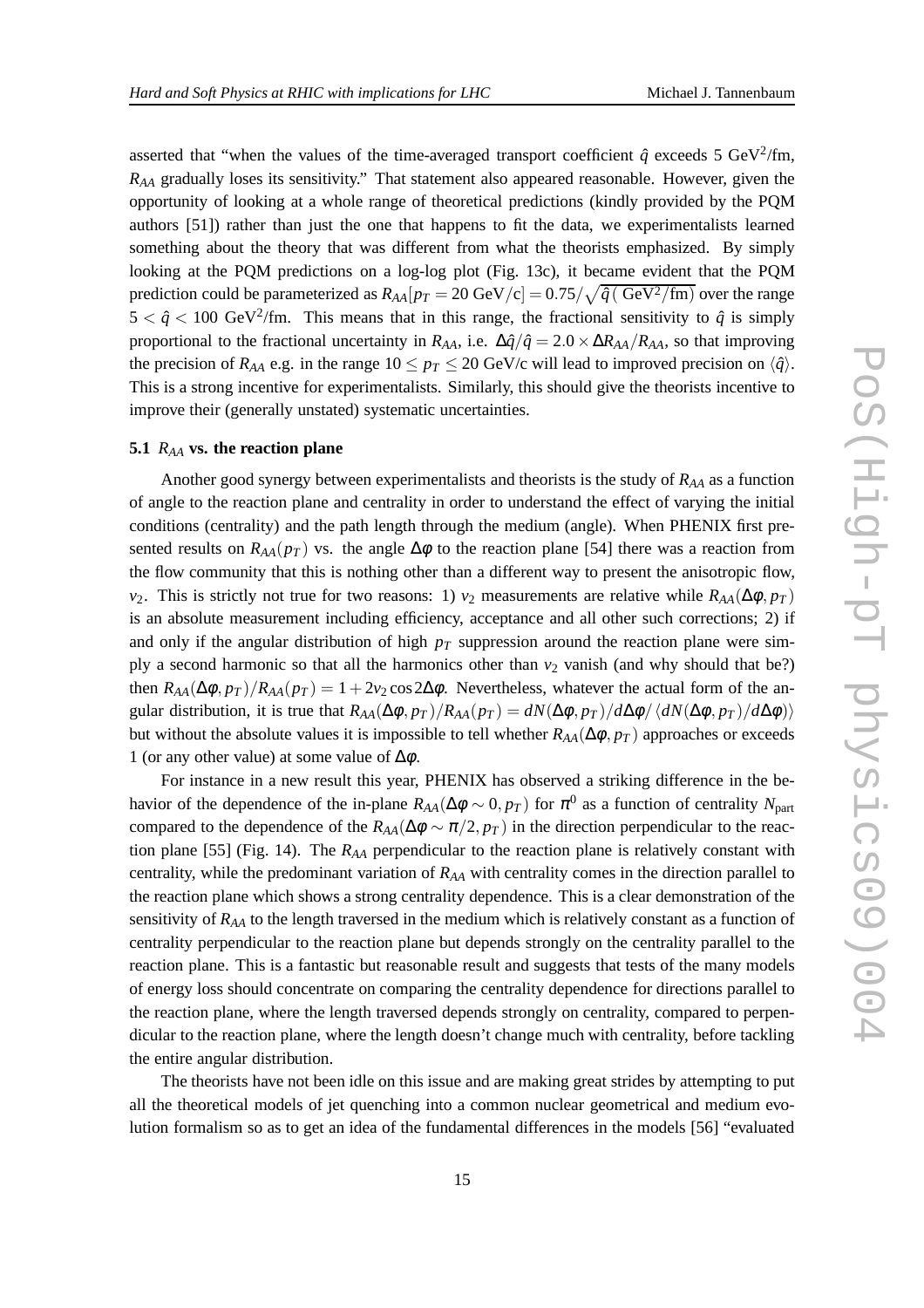asserted that "when the values of the time-averaged transport coefficient $\hat{q}$ exceeds 5 GeV$^2$/fm, $R_{AA}$ gradually loses its sensitivity." That statement also appeared reasonable. However, given the opportunity of looking at a whole range of theoretical predictions (kindly provided by the PQM authors [51]) rather than just the one that happens to fit the data, we experimentalists learned something about the theory that was different from what the theorists emphasized. By simply looking at the PQM predictions on a log-log plot (Fig. 13c), it became evident that the PQM prediction could be parameterized as $R_{AA}[p_T = 20 \text{ GeV/c}] = 0.75/\sqrt{\hat{q}(\text{ GeV}^2/\text{fm})}$ over the range $5 < \hat{q} < 100$ GeV$^2$/fm. This means that in this range, the fractional sensitivity to $\hat{q}$ is simply proportional to the fractional uncertainty in $R_{AA}$, i.e. $\Delta\hat{q}/\hat{q} = 2.0 \times \Delta R_{AA}/R_{AA}$, so that improving the precision of $R_{AA}$ e.g. in the range $10 \leq p_T \leq 20$ GeV/c will lead to improved precision on $\langle\hat{q}\rangle$. This is a strong incentive for experimentalists. Similarly, this should give the theorists incentive to improve their (generally unstated) systematic uncertainties.

### 5.1 $R_{AA}$ vs. the reaction plane

Another good synergy between experimentalists and theorists is the study of $R_{AA}$ as a function of angle to the reaction plane and centrality in order to understand the effect of varying the initial conditions (centrality) and the path length through the medium (angle). When PHENIX first presented results on $R_{AA}(p_T)$ vs. the angle $\Delta\phi$ to the reaction plane [54] there was a reaction from the flow community that this is nothing other than a different way to present the anisotropic flow, $v_2$. This is strictly not true for two reasons: 1) $v_2$ measurements are relative while $R_{AA}(\Delta\phi, p_T)$ is an absolute measurement including efficiency, acceptance and all other such corrections; 2) if and only if the angular distribution of high $p_T$ suppression around the reaction plane were simply a second harmonic so that all the harmonics other than $v_2$ vanish (and why should that be?) then $R_{AA}(\Delta\phi, p_T)/R_{AA}(p_T) = 1 + 2v_2 \cos 2\Delta\phi$. Nevertheless, whatever the actual form of the angular distribution, it is true that $R_{AA}(\Delta\phi, p_T)/R_{AA}(p_T) = dN(\Delta\phi, p_T)/d\Delta\phi/\langle dN(\Delta\phi, p_T)/d\Delta\phi\rangle$ but without the absolute values it is impossible to tell whether $R_{AA}(\Delta\phi, p_T)$ approaches or exceeds 1 (or any other value) at some value of $\Delta\phi$.

For instance in a new result this year, PHENIX has observed a striking difference in the behavior of the dependence of the in-plane $R_{AA}(\Delta\phi \sim 0, p_T)$ for $\pi^0$ as a function of centrality $N_{\text{part}}$ compared to the dependence of the $R_{AA}(\Delta\phi \sim \pi/2, p_T)$ in the direction perpendicular to the reaction plane [55] (Fig. 14). The $R_{AA}$ perpendicular to the reaction plane is relatively constant with centrality, while the predominant variation of $R_{AA}$ with centrality comes in the direction parallel to the reaction plane which shows a strong centrality dependence. This is a clear demonstration of the sensitivity of $R_{AA}$ to the length traversed in the medium which is relatively constant as a function of centrality perpendicular to the reaction plane but depends strongly on the centrality parallel to the reaction plane. This is a fantastic but reasonable result and suggests that tests of the many models of energy loss should concentrate on comparing the centrality dependence for directions parallel to the reaction plane, where the length traversed depends strongly on centrality, compared to perpendicular to the reaction plane, where the length doesn't change much with centrality, before tackling the entire angular distribution.

The theorists have not been idle on this issue and are making great strides by attempting to put all the theoretical models of jet quenching into a common nuclear geometrical and medium evolution formalism so as to get an idea of the fundamental differences in the models [56] "evaluated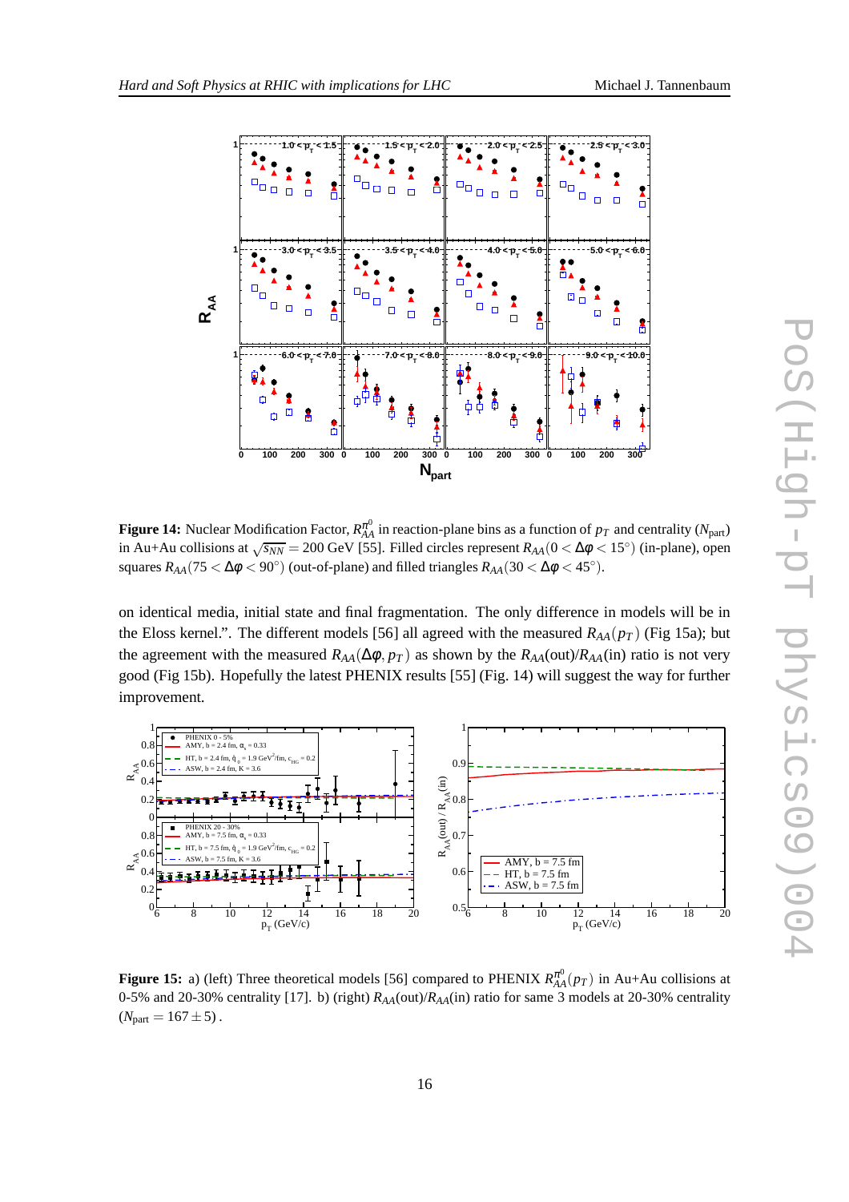**Figure 14:** Nuclear Modification Factor, $R_{AA}^{\pi^0}$ in reaction-plane bins as a function of $p_T$ and centrality ($N_{\rm part}$) in Au+Au collisions at $\sqrt{s_{NN}} = 200$ GeV [55]. Filled circles represent $R_{AA}(0 < \Delta\phi < 15^\circ)$ (in-plane), open squares $R_{AA}(75 < \Delta\phi < 90^\circ)$ (out-of-plane) and filled triangles $R_{AA}(30 < \Delta\phi < 45^\circ)$.

on identical media, initial state and final fragmentation. The only difference in models will be in the Eloss kernel.". The different models [56] all agreed with the measured $R_{AA}(p_T)$ (Fig 15a); but the agreement with the measured $R_{AA}(\Delta\phi, p_T)$ as shown by the $R_{AA}$(out)/$R_{AA}$(in) ratio is not very good (Fig 15b). Hopefully the latest PHENIX results [55] (Fig. 14) will suggest the way for further improvement.

**Figure 15:** a) (left) Three theoretical models [56] compared to PHENIX $R_{AA}^{\pi^0}(p_T)$ in Au+Au collisions at 0-5% and 20-30% centrality [17]. b) (right) $R_{AA}$(out)/$R_{AA}$(in) ratio for same 3 models at 20-30% centrality ($N_{\rm part} = 167 \pm 5$) .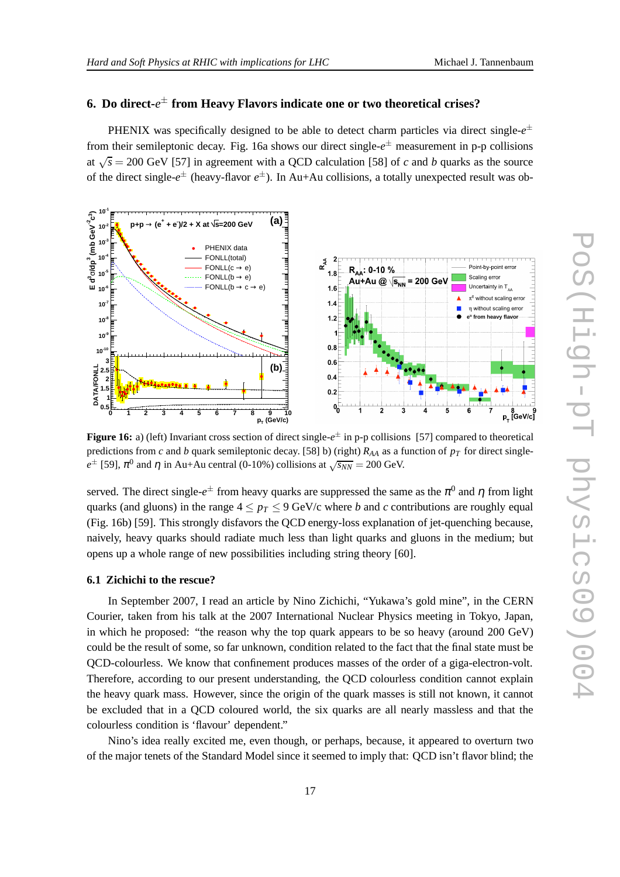## 6. Do direct-$e^{\pm}$ from Heavy Flavors indicate one or two theoretical crises?

PHENIX was specifically designed to be able to detect charm particles via direct single-$e^{\pm}$ from their semileptonic decay. Fig. 16a shows our direct single-$e^{\pm}$ measurement in p-p collisions at $\sqrt{s} = 200$ GeV [57] in agreement with a QCD calculation [58] of $c$ and $b$ quarks as the source of the direct single-$e^{\pm}$ (heavy-flavor $e^{\pm}$). In Au+Au collisions, a totally unexpected result was observed.

**Figure 16:** a) (left) Invariant cross section of direct single-$e^{\pm}$ in p-p collisions [57] compared to theoretical predictions from $c$ and $b$ quark semileptonic decay. [58] b) (right) $R_{AA}$ as a function of $p_T$ for direct single-$e^{\pm}$ [59], $\pi^0$ and $\eta$ in Au+Au central (0-10%) collisions at $\sqrt{s_{NN}} = 200$ GeV.

The direct single-$e^{\pm}$ from heavy quarks are suppressed the same as the $\pi^0$ and $\eta$ from light quarks (and gluons) in the range $4 \leq p_T \leq 9$ GeV/c where $b$ and $c$ contributions are roughly equal (Fig. 16b) [59]. This strongly disfavors the QCD energy-loss explanation of jet-quenching because, naively, heavy quarks should radiate much less than light quarks and gluons in the medium; but opens up a whole range of new possibilities including string theory [60].

### 6.1 Zichichi to the rescue?

In September 2007, I read an article by Nino Zichichi, "Yukawa's gold mine", in the CERN Courier, taken from his talk at the 2007 International Nuclear Physics meeting in Tokyo, Japan, in which he proposed: "the reason why the top quark appears to be so heavy (around 200 GeV) could be the result of some, so far unknown, condition related to the fact that the final state must be QCD-colourless. We know that confinement produces masses of the order of a giga-electron-volt. Therefore, according to our present understanding, the QCD colourless condition cannot explain the heavy quark mass. However, since the origin of the quark masses is still not known, it cannot be excluded that in a QCD coloured world, the six quarks are all nearly massless and that the colourless condition is 'flavour' dependent."

Nino's idea really excited me, even though, or perhaps, because, it appeared to overturn two of the major tenets of the Standard Model since it seemed to imply that: QCD isn't flavor blind; the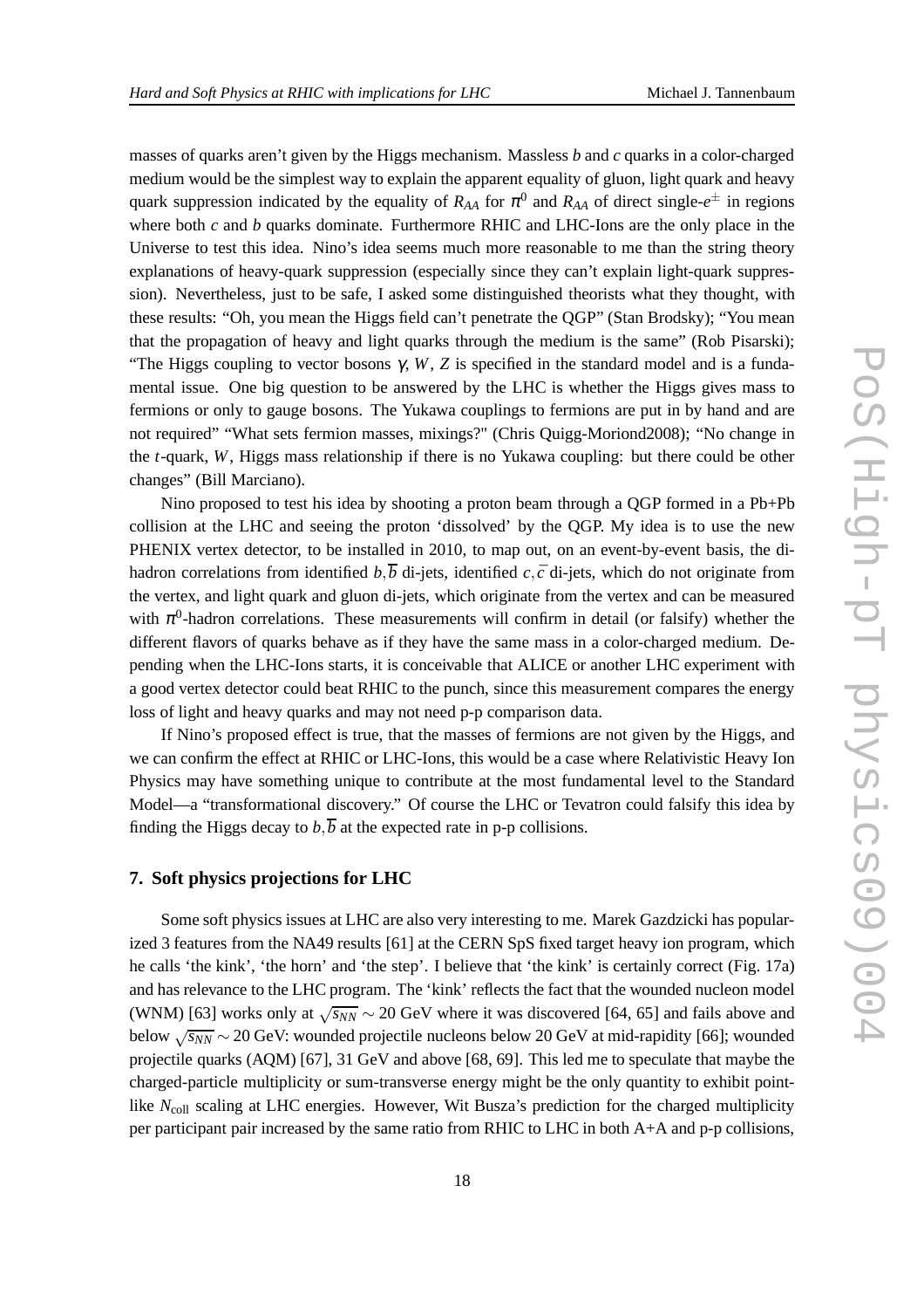masses of quarks aren't given by the Higgs mechanism. Massless $b$ and $c$ quarks in a color-charged medium would be the simplest way to explain the apparent equality of gluon, light quark and heavy quark suppression indicated by the equality of $R_{AA}$ for $\pi^0$ and $R_{AA}$ of direct single-$e^{\pm}$ in regions where both $c$ and $b$ quarks dominate. Furthermore RHIC and LHC-Ions are the only place in the Universe to test this idea. Nino's idea seems much more reasonable to me than the string theory explanations of heavy-quark suppression (especially since they can't explain light-quark suppression). Nevertheless, just to be safe, I asked some distinguished theorists what they thought, with these results: "Oh, you mean the Higgs field can't penetrate the QGP" (Stan Brodsky); "You mean that the propagation of heavy and light quarks through the medium is the same" (Rob Pisarski); "The Higgs coupling to vector bosons $\gamma$, $W$, $Z$ is specified in the standard model and is a fundamental issue. One big question to be answered by the LHC is whether the Higgs gives mass to fermions or only to gauge bosons. The Yukawa couplings to fermions are put in by hand and are not required" "What sets fermion masses, mixings?" (Chris Quigg-Moriond2008); "No change in the $t$-quark, $W$, Higgs mass relationship if there is no Yukawa coupling: but there could be other changes" (Bill Marciano).

Nino proposed to test his idea by shooting a proton beam through a QGP formed in a Pb+Pb collision at the LHC and seeing the proton 'dissolved' by the QGP. My idea is to use the new PHENIX vertex detector, to be installed in 2010, to map out, on an event-by-event basis, the di-hadron correlations from identified $b,\overline{b}$ di-jets, identified $c,\bar{c}$ di-jets, which do not originate from the vertex, and light quark and gluon di-jets, which originate from the vertex and can be measured with $\pi^0$-hadron correlations. These measurements will confirm in detail (or falsify) whether the different flavors of quarks behave as if they have the same mass in a color-charged medium. Depending when the LHC-Ions starts, it is conceivable that ALICE or another LHC experiment with a good vertex detector could beat RHIC to the punch, since this measurement compares the energy loss of light and heavy quarks and may not need p-p comparison data.

If Nino's proposed effect is true, that the masses of fermions are not given by the Higgs, and we can confirm the effect at RHIC or LHC-Ions, this would be a case where Relativistic Heavy Ion Physics may have something unique to contribute at the most fundamental level to the Standard Model—a "transformational discovery." Of course the LHC or Tevatron could falsify this idea by finding the Higgs decay to $b,\overline{b}$ at the expected rate in p-p collisions.

## 7. Soft physics projections for LHC

Some soft physics issues at LHC are also very interesting to me. Marek Gazdzicki has popularized 3 features from the NA49 results [61] at the CERN SpS fixed target heavy ion program, which he calls 'the kink', 'the horn' and 'the step'. I believe that 'the kink' is certainly correct (Fig. 17a) and has relevance to the LHC program. The 'kink' reflects the fact that the wounded nucleon model (WNM) [63] works only at $\sqrt{s_{NN}} \sim 20$ GeV where it was discovered [64, 65] and fails above and below $\sqrt{s_{NN}} \sim 20$ GeV: wounded projectile nucleons below 20 GeV at mid-rapidity [66]; wounded projectile quarks (AQM) [67], 31 GeV and above [68, 69]. This led me to speculate that maybe the charged-particle multiplicity or sum-transverse energy might be the only quantity to exhibit point-like $N_{\rm coll}$ scaling at LHC energies. However, Wit Busza's prediction for the charged multiplicity per participant pair increased by the same ratio from RHIC to LHC in both A+A and p-p collisions,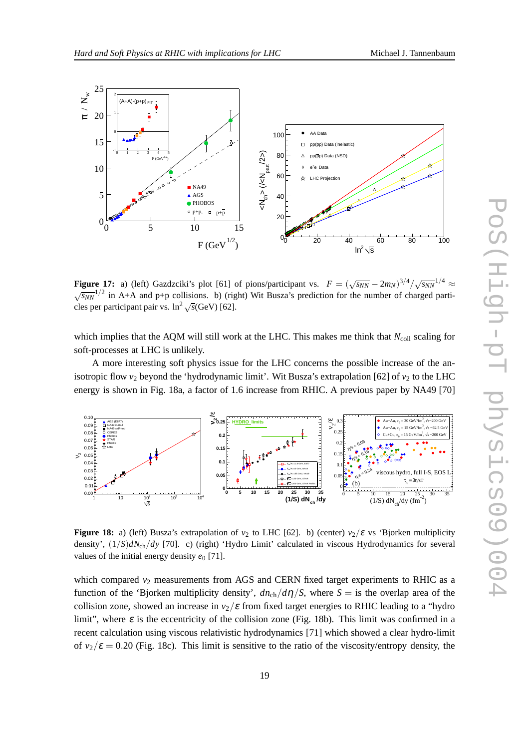**Figure 17:** a) (left) Gazdzciki's plot [61] of pions/participant vs. $F = (\sqrt{s_{NN}} - 2m_N)^{3/4}/\sqrt{s_{NN}}^{1/4} \approx \sqrt{s_{NN}}^{1/2}$ in A+A and p+p collisions. b) (right) Wit Busza's prediction for the number of charged particles per participant pair vs. $\ln^2 \sqrt{s}$(GeV) [62].

which implies that the AQM will still work at the LHC. This makes me think that $N_{\rm coll}$ scaling for soft-processes at LHC is unlikely.

A more interesting soft physics issue for the LHC concerns the possible increase of the anisotropic flow $v_2$ beyond the 'hydrodynamic limit'. Wit Busza's extrapolation [62] of $v_2$ to the LHC energy is shown in Fig. 18a, a factor of 1.6 increase from RHIC. A previous paper by NA49 [70]

**Figure 18:** a) (left) Busza's extrapolation of $v_2$ to LHC [62]. b) (center) $v_2/\varepsilon$ vs 'Bjorken multiplicity density', $(1/S)dN_{\rm ch}/dy$ [70]. c) (right) 'Hydro Limit' calculated in viscous Hydrodynamics for several values of the initial energy density $e_0$ [71].

which compared $v_2$ measurements from AGS and CERN fixed target experiments to RHIC as a function of the 'Bjorken multiplicity density', $dn_{\rm ch}/d\eta/S$, where $S =$ is the overlap area of the collision zone, showed an increase in $v_2/\varepsilon$ from fixed target energies to RHIC leading to a "hydro limit", where $\varepsilon$ is the eccentricity of the collision zone (Fig. 18b). This limit was confirmed in a recent calculation using viscous relativistic hydrodynamics [71] which showed a clear hydro-limit of $v_2/\varepsilon = 0.20$ (Fig. 18c). This limit is sensitive to the ratio of the viscosity/entropy density, the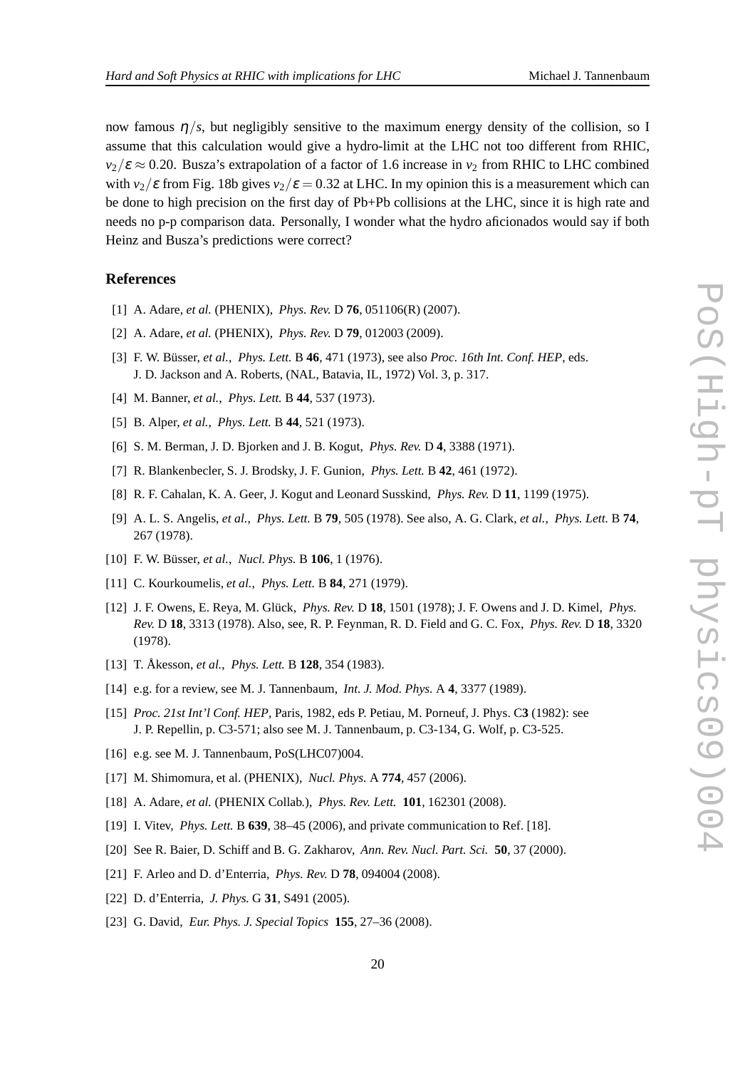now famous $\eta/s$, but negligibly sensitive to the maximum energy density of the collision, so I assume that this calculation would give a hydro-limit at the LHC not too different from RHIC, $v_2/\varepsilon \approx 0.20$. Busza's extrapolation of a factor of 1.6 increase in $v_2$ from RHIC to LHC combined with $v_2/\varepsilon$ from Fig. 18b gives $v_2/\varepsilon = 0.32$ at LHC. In my opinion this is a measurement which can be done to high precision on the first day of Pb+Pb collisions at the LHC, since it is high rate and needs no p-p comparison data. Personally, I wonder what the hydro aficionados would say if both Heinz and Busza's predictions were correct?

## References

[1] A. Adare, *et al.* (PHENIX), *Phys. Rev.* D **76**, 051106(R) (2007).

[2] A. Adare, *et al.* (PHENIX), *Phys. Rev.* D **79**, 012003 (2009).

[3] F. W. Büsser, *et al.*, *Phys. Lett.* B **46**, 471 (1973), see also *Proc. 16th Int. Conf. HEP*, eds. J. D. Jackson and A. Roberts, (NAL, Batavia, IL, 1972) Vol. 3, p. 317.

[4] M. Banner, *et al.*, *Phys. Lett.* B **44**, 537 (1973).

[5] B. Alper, *et al.*, *Phys. Lett.* B **44**, 521 (1973).

[6] S. M. Berman, J. D. Bjorken and J. B. Kogut, *Phys. Rev.* D **4**, 3388 (1971).

[7] R. Blankenbecler, S. J. Brodsky, J. F. Gunion, *Phys. Lett.* B **42**, 461 (1972).

[8] R. F. Cahalan, K. A. Geer, J. Kogut and Leonard Susskind, *Phys. Rev.* D **11**, 1199 (1975).

[9] A. L. S. Angelis, *et al.*, *Phys. Lett.* B **79**, 505 (1978). See also, A. G. Clark, *et al.*, *Phys. Lett.* B **74**, 267 (1978).

[10] F. W. Büsser, *et al.*, *Nucl. Phys.* B **106**, 1 (1976).

[11] C. Kourkoumelis, *et al.*, *Phys. Lett.* B **84**, 271 (1979).

[12] J. F. Owens, E. Reya, M. Glück, *Phys. Rev.* D **18**, 1501 (1978); J. F. Owens and J. D. Kimel, *Phys. Rev.* D **18**, 3313 (1978). Also, see, R. P. Feynman, R. D. Field and G. C. Fox, *Phys. Rev.* D **18**, 3320 (1978).

[13] T. Åkesson, *et al.*, *Phys. Lett.* B **128**, 354 (1983).

[14] e.g. for a review, see M. J. Tannenbaum, *Int. J. Mod. Phys.* A **4**, 3377 (1989).

[15] *Proc. 21st Int'l Conf. HEP*, Paris, 1982, eds P. Petiau, M. Porneuf, J. Phys. C**3** (1982): see J. P. Repellin, p. C3-571; also see M. J. Tannenbaum, p. C3-134, G. Wolf, p. C3-525.

[16] e.g. see M. J. Tannenbaum, PoS(LHC07)004.

[17] M. Shimomura, et al. (PHENIX), *Nucl. Phys.* A **774**, 457 (2006).

[18] A. Adare, *et al.* (PHENIX Collab.), *Phys. Rev. Lett.* **101**, 162301 (2008).

[19] I. Vitev, *Phys. Lett.* B **639**, 38–45 (2006), and private communication to Ref. [18].

[20] See R. Baier, D. Schiff and B. G. Zakharov, *Ann. Rev. Nucl. Part. Sci.* **50**, 37 (2000).

[21] F. Arleo and D. d'Enterria, *Phys. Rev.* D **78**, 094004 (2008).

[22] D. d'Enterria, *J. Phys.* G **31**, S491 (2005).

[23] G. David, *Eur. Phys. J. Special Topics* **155**, 27–36 (2008).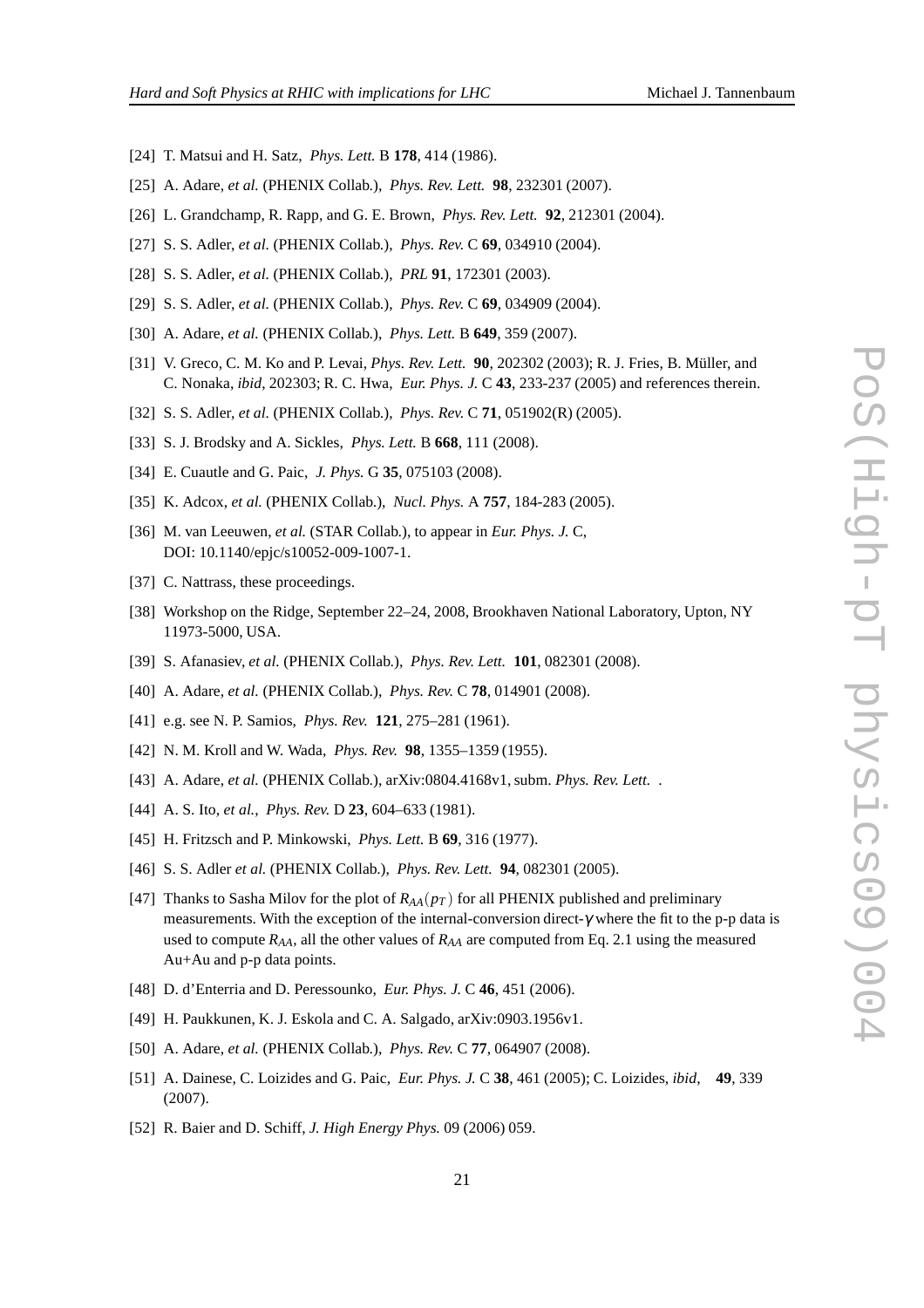[24] T. Matsui and H. Satz, *Phys. Lett.* B **178**, 414 (1986).

[25] A. Adare, *et al.* (PHENIX Collab.), *Phys. Rev. Lett.* **98**, 232301 (2007).

[26] L. Grandchamp, R. Rapp, and G. E. Brown, *Phys. Rev. Lett.* **92**, 212301 (2004).

[27] S. S. Adler, *et al.* (PHENIX Collab.), *Phys. Rev.* C **69**, 034910 (2004).

[28] S. S. Adler, *et al.* (PHENIX Collab.), *PRL* **91**, 172301 (2003).

[29] S. S. Adler, *et al.* (PHENIX Collab.), *Phys. Rev.* C **69**, 034909 (2004).

[30] A. Adare, *et al.* (PHENIX Collab.), *Phys. Lett.* B **649**, 359 (2007).

[31] V. Greco, C. M. Ko and P. Levai, *Phys. Rev. Lett.* **90**, 202302 (2003); R. J. Fries, B. Müller, and C. Nonaka, *ibid*, 202303; R. C. Hwa, *Eur. Phys. J.* C **43**, 233-237 (2005) and references therein.

[32] S. S. Adler, *et al.* (PHENIX Collab.), *Phys. Rev.* C **71**, 051902(R) (2005).

[33] S. J. Brodsky and A. Sickles, *Phys. Lett.* B **668**, 111 (2008).

[34] E. Cuautle and G. Paic, *J. Phys.* G **35**, 075103 (2008).

[35] K. Adcox, *et al.* (PHENIX Collab.), *Nucl. Phys.* A **757**, 184-283 (2005).

[36] M. van Leeuwen, *et al.* (STAR Collab.), to appear in *Eur. Phys. J.* C, DOI: 10.1140/epjc/s10052-009-1007-1.

[37] C. Nattrass, these proceedings.

[38] Workshop on the Ridge, September 22–24, 2008, Brookhaven National Laboratory, Upton, NY 11973-5000, USA.

[39] S. Afanasiev, *et al.* (PHENIX Collab.), *Phys. Rev. Lett.* **101**, 082301 (2008).

[40] A. Adare, *et al.* (PHENIX Collab.), *Phys. Rev.* C **78**, 014901 (2008).

[41] e.g. see N. P. Samios, *Phys. Rev.* **121**, 275–281 (1961).

[42] N. M. Kroll and W. Wada, *Phys. Rev.* **98**, 1355–1359 (1955).

[43] A. Adare, *et al.* (PHENIX Collab.), arXiv:0804.4168v1, subm. *Phys. Rev. Lett.* .

[44] A. S. Ito, *et al.*, *Phys. Rev.* D **23**, 604–633 (1981).

[45] H. Fritzsch and P. Minkowski, *Phys. Lett.* B **69**, 316 (1977).

[46] S. S. Adler *et al.* (PHENIX Collab.), *Phys. Rev. Lett.* **94**, 082301 (2005).

[47] Thanks to Sasha Milov for the plot of $R_{AA}(p_T)$ for all PHENIX published and preliminary measurements. With the exception of the internal-conversion direct-$\gamma$ where the fit to the p-p data is used to compute $R_{AA}$, all the other values of $R_{AA}$ are computed from Eq. 2.1 using the measured Au+Au and p-p data points.

[48] D. d'Enterria and D. Peressounko, *Eur. Phys. J.* C **46**, 451 (2006).

[49] H. Paukkunen, K. J. Eskola and C. A. Salgado, arXiv:0903.1956v1.

[50] A. Adare, *et al.* (PHENIX Collab.), *Phys. Rev.* C **77**, 064907 (2008).

[51] A. Dainese, C. Loizides and G. Paic, *Eur. Phys. J.* C **38**, 461 (2005); C. Loizides, *ibid*, **49**, 339 (2007).

[52] R. Baier and D. Schiff, *J. High Energy Phys.* 09 (2006) 059.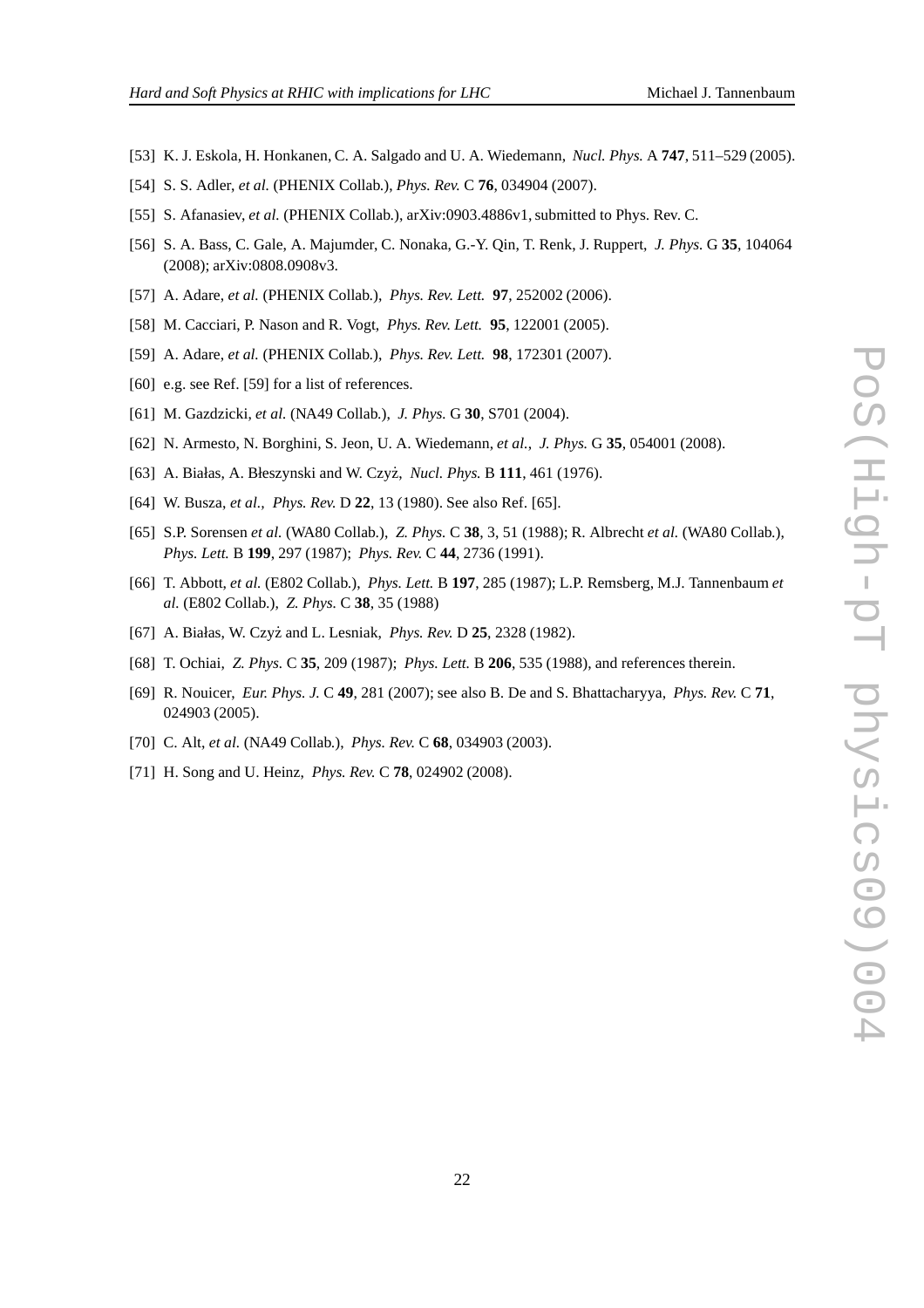[53] K. J. Eskola, H. Honkanen, C. A. Salgado and U. A. Wiedemann, *Nucl. Phys.* A **747**, 511–529 (2005).

[54] S. S. Adler, *et al.* (PHENIX Collab.), *Phys. Rev.* C **76**, 034904 (2007).

[55] S. Afanasiev, *et al.* (PHENIX Collab.), arXiv:0903.4886v1, submitted to Phys. Rev. C.

[56] S. A. Bass, C. Gale, A. Majumder, C. Nonaka, G.-Y. Qin, T. Renk, J. Ruppert, *J. Phys.* G **35**, 104064 (2008); arXiv:0808.0908v3.

[57] A. Adare, *et al.* (PHENIX Collab.), *Phys. Rev. Lett.* **97**, 252002 (2006).

[58] M. Cacciari, P. Nason and R. Vogt, *Phys. Rev. Lett.* **95**, 122001 (2005).

[59] A. Adare, *et al.* (PHENIX Collab.), *Phys. Rev. Lett.* **98**, 172301 (2007).

[60] e.g. see Ref. [59] for a list of references.

[61] M. Gazdzicki, *et al.* (NA49 Collab.), *J. Phys.* G **30**, S701 (2004).

[62] N. Armesto, N. Borghini, S. Jeon, U. A. Wiedemann, *et al.*, *J. Phys.* G **35**, 054001 (2008).

[63] A. Białas, A. Błeszynski and W. Czyż, *Nucl. Phys.* B **111**, 461 (1976).

[64] W. Busza, *et al.*, *Phys. Rev.* D **22**, 13 (1980). See also Ref. [65].

[65] S.P. Sorensen *et al.* (WA80 Collab.), *Z. Phys.* C **38**, 3, 51 (1988); R. Albrecht *et al.* (WA80 Collab.), *Phys. Lett.* B **199**, 297 (1987); *Phys. Rev.* C **44**, 2736 (1991).

[66] T. Abbott, *et al.* (E802 Collab.), *Phys. Lett.* B **197**, 285 (1987); L.P. Remsberg, M.J. Tannenbaum *et al.* (E802 Collab.), *Z. Phys.* C **38**, 35 (1988)

[67] A. Białas, W. Czyż and L. Lesniak, *Phys. Rev.* D **25**, 2328 (1982).

[68] T. Ochiai, *Z. Phys.* C **35**, 209 (1987); *Phys. Lett.* B **206**, 535 (1988), and references therein.

[69] R. Nouicer, *Eur. Phys. J.* C **49**, 281 (2007); see also B. De and S. Bhattacharyya, *Phys. Rev.* C **71**, 024903 (2005).

[70] C. Alt, *et al.* (NA49 Collab.), *Phys. Rev.* C **68**, 034903 (2003).

[71] H. Song and U. Heinz, *Phys. Rev.* C **78**, 024902 (2008).